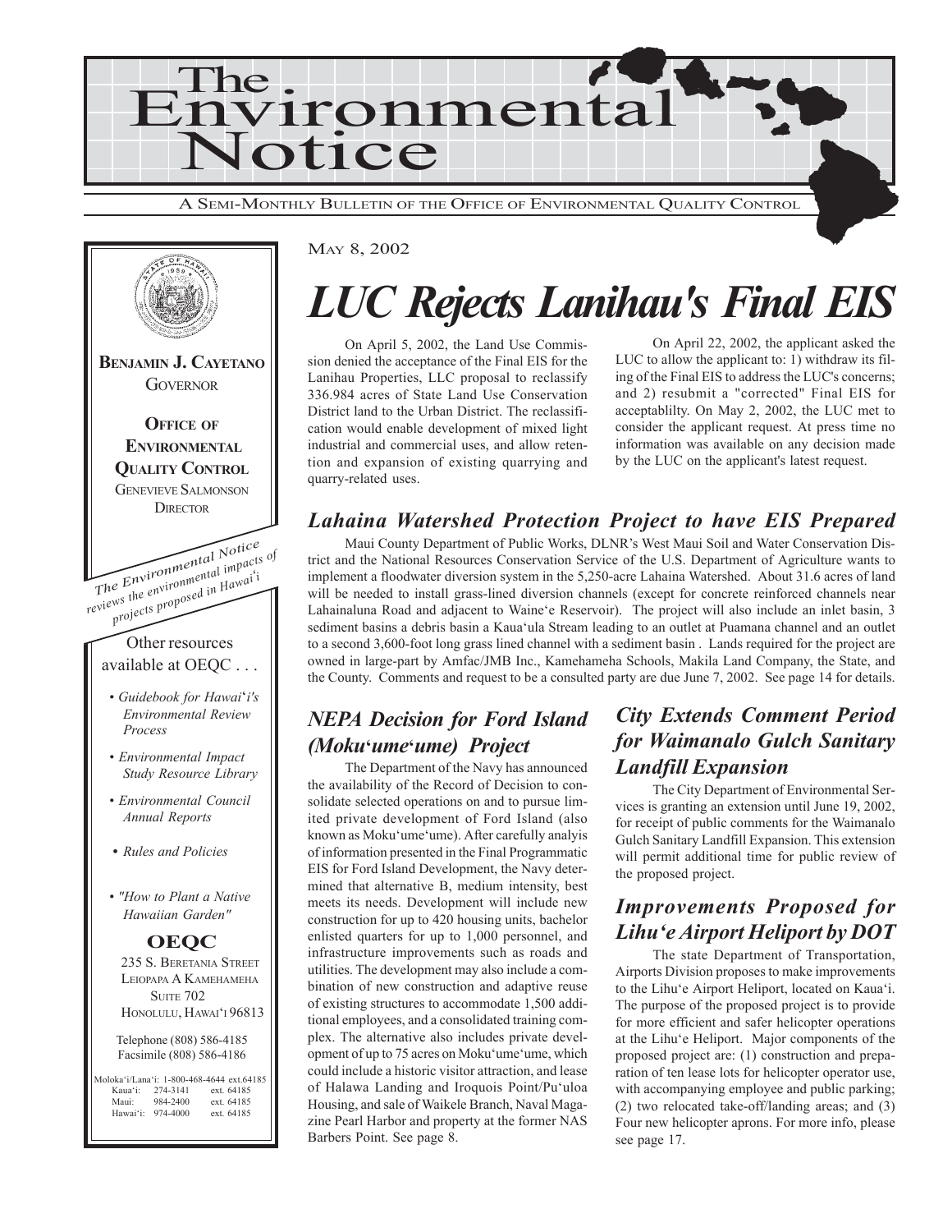# The Environmental Notice

A SEMI-MONTHLY BULLETIN OF THE OFFICE OF ENVIRONMENTAL QUALITY CONTROL

**BENJAMIN J. CAYETANO**
GOVERNOR

**OFFICE OF ENVIRONMENTAL QUALITY CONTROL**
GENEVIEVE SALMONSON
DIRECTOR

*The Environmental Notice reviews the environmental impacts of projects proposed in Hawai'i*

Other resources available at OEQC . . .

- *Guidebook for Hawai'i's Environmental Review Process*
- *Environmental Impact Study Resource Library*
- *Environmental Council Annual Reports*
- *Rules and Policies*
- *"How to Plant a Native Hawaiian Garden"*

**OEQC**
235 S. BERETANIA STREET
LEIOPAPA A KAMEHAMEHA
SUITE 702
HONOLULU, HAWAI'I 96813

Telephone (808) 586-4185
Facsimile (808) 586-4186

Moloka'i/Lana'i: 1-800-468-4644 ext.64185
Kaua'i: 274-3141 ext. 64185
Maui: 984-2400 ext. 64185
Hawai'i: 974-4000 ext. 64185

MAY 8, 2002

# *LUC Rejects Lanihau's Final EIS*

On April 5, 2002, the Land Use Commission denied the acceptance of the Final EIS for the Lanihau Properties, LLC proposal to reclassify 336.984 acres of State Land Use Conservation District land to the Urban District. The reclassification would enable development of mixed light industrial and commercial uses, and allow retention and expansion of existing quarrying and quarry-related uses.

On April 22, 2002, the applicant asked the LUC to allow the applicant to: 1) withdraw its filing of the Final EIS to address the LUC's concerns; and 2) resubmit a "corrected" Final EIS for acceptablilty. On May 2, 2002, the LUC met to consider the applicant request. At press time no information was available on any decision made by the LUC on the applicant's latest request.

## *Lahaina Watershed Protection Project to have EIS Prepared*

Maui County Department of Public Works, DLNR's West Maui Soil and Water Conservation District and the National Resources Conservation Service of the U.S. Department of Agriculture wants to implement a floodwater diversion system in the 5,250-acre Lahaina Watershed. About 31.6 acres of land will be needed to install grass-lined diversion channels (except for concrete reinforced channels near Lahainaluna Road and adjacent to Waine'e Reservoir). The project will also include an inlet basin, 3 sediment basins a debris basin a Kaua'ula Stream leading to an outlet at Puamana channel and an outlet to a second 3,600-foot long grass lined channel with a sediment basin . Lands required for the project are owned in large-part by Amfac/JMB Inc., Kamehameha Schools, Makila Land Company, the State, and the County. Comments and request to be a consulted party are due June 7, 2002. See page 14 for details.

## *NEPA Decision for Ford Island (Moku'ume'ume) Project*

The Department of the Navy has announced the availability of the Record of Decision to consolidate selected operations on and to pursue limited private development of Ford Island (also known as Moku'ume'ume). After carefully analyis of information presented in the Final Programmatic EIS for Ford Island Development, the Navy determined that alternative B, medium intensity, best meets its needs. Development will include new construction for up to 420 housing units, bachelor enlisted quarters for up to 1,000 personnel, and infrastructure improvements such as roads and utilities. The development may also include a combination of new construction and adaptive reuse of existing structures to accommodate 1,500 additional employees, and a consolidated training complex. The alternative also includes private development of up to 75 acres on Moku'ume'ume, which could include a historic visitor attraction, and lease of Halawa Landing and Iroquois Point/Pu'uloa Housing, and sale of Waikele Branch, Naval Magazine Pearl Harbor and property at the former NAS Barbers Point. See page 8.

## *City Extends Comment Period for Waimanalo Gulch Sanitary Landfill Expansion*

The City Department of Environmental Services is granting an extension until June 19, 2002, for receipt of public comments for the Waimanalo Gulch Sanitary Landfill Expansion. This extension will permit additional time for public review of the proposed project.

## *Improvements Proposed for Lihu'e Airport Heliport by DOT*

The state Department of Transportation, Airports Division proposes to make improvements to the Lihu'e Airport Heliport, located on Kaua'i. The purpose of the proposed project is to provide for more efficient and safer helicopter operations at the Lihu'e Heliport. Major components of the proposed project are: (1) construction and preparation of ten lease lots for helicopter operator use, with accompanying employee and public parking; (2) two relocated take-off/landing areas; and (3) Four new helicopter aprons. For more info, please see page 17.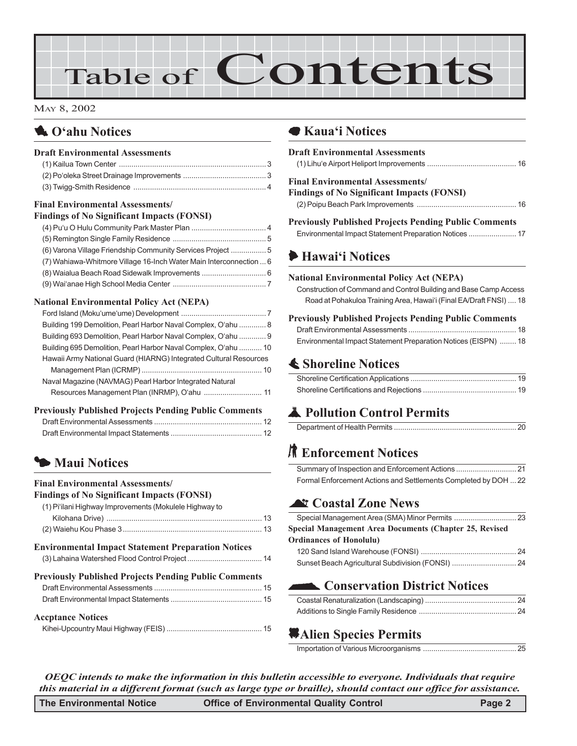# Table of Contents

May 8, 2002

## O'ahu Notices

### Draft Environmental Assessments

(1) Kailua Town Center ........ 3
(2) Po'oleka Street Drainage Improvements ........ 3
(3) Twigg-Smith Residence ........ 4

### Final Environmental Assessments/ Findings of No Significant Impacts (FONSI)

(4) Pu'u O Hulu Community Park Master Plan ........ 4
(5) Remington Single Family Residence ........ 5
(6) Varona Village Friendship Community Services Project ........ 5
(7) Wahiawa-Whitmore Village 16-Inch Water Main Interconnection ... 6
(8) Waialua Beach Road Sidewalk Improvements ........ 6
(9) Wai'anae High School Media Center ........ 7

### National Environmental Policy Act (NEPA)

Ford Island (Moku'ume'ume) Development ........ 7
Building 199 Demolition, Pearl Harbor Naval Complex, O'ahu ........ 8
Building 693 Demolition, Pearl Harbor Naval Complex, O'ahu ........ 9
Building 695 Demolition, Pearl Harbor Naval Complex, O'ahu ........ 10
Hawaii Army National Guard (HIARNG) Integrated Cultural Resources Management Plan (ICRMP) ........ 10
Naval Magazine (NAVMAG) Pearl Harbor Integrated Natural Resources Management Plan (INRMP), O'ahu ........ 11

### Previously Published Projects Pending Public Comments

Draft Environmental Assessments ........ 12
Draft Environmental Impact Statements ........ 12

## Maui Notices

### Final Environmental Assessments/ Findings of No Significant Impacts (FONSI)

(1) Pi'ilani Highway Improvements (Mokulele Highway to Kilohana Drive) ........ 13
(2) Waiehu Kou Phase 3 ........ 13

### Environmental Impact Statement Preparation Notices

(3) Lahaina Watershed Flood Control Project ........ 14

### Previously Published Projects Pending Public Comments

Draft Environmental Assessments ........ 15
Draft Environmental Impact Statements ........ 15

### Accptance Notices

Kihei-Upcountry Maui Highway (FEIS) ........ 15

## Kaua'i Notices

### Draft Environmental Assessments

(1) Lihu'e Airport Heliport Improvements ........ 16

### Final Environmental Assessments/ Findings of No Significant Impacts (FONSI)

(2) Poipu Beach Park Improvements ........ 16

### Previously Published Projects Pending Public Comments

Environmental Impact Statement Preparation Notices ........ 17

## Hawai'i Notices

### National Environmental Policy Act (NEPA)

Construction of Command and Control Building and Base Camp Access Road at Pohakuloa Training Area, Hawai'i (Final EA/Draft FNSI) .... 18

### Previously Published Projects Pending Public Comments

Draft Environmental Assessments ........ 18
Environmental Impact Statement Preparation Notices (EISPN) ........ 18

## Shoreline Notices

Shoreline Certification Applications ........ 19
Shoreline Certifications and Rejections ........ 19

## Pollution Control Permits

Department of Health Permits ........ 20

## Enforcement Notices

Summary of Inspection and Enforcement Actions ........ 21
Formal Enforcement Actions and Settlements Completed by DOH ... 22

## Coastal Zone News

Special Management Area (SMA) Minor Permits ........ 23

### Special Management Area Documents (Chapter 25, Revised Ordinances of Honolulu)

120 Sand Island Warehouse (FONSI) ........ 24
Sunset Beach Agricultural Subdivision (FONSI) ........ 24

## Conservation District Notices

Coastal Renaturalization (Landscaping) ........ 24
Additions to Single Family Residence ........ 24

## Alien Species Permits

Importation of Various Microorganisms ........ 25

*OEQC intends to make the information in this bulletin accessible to everyone. Individuals that require this material in a different format (such as large type or braille), should contact our office for assistance.*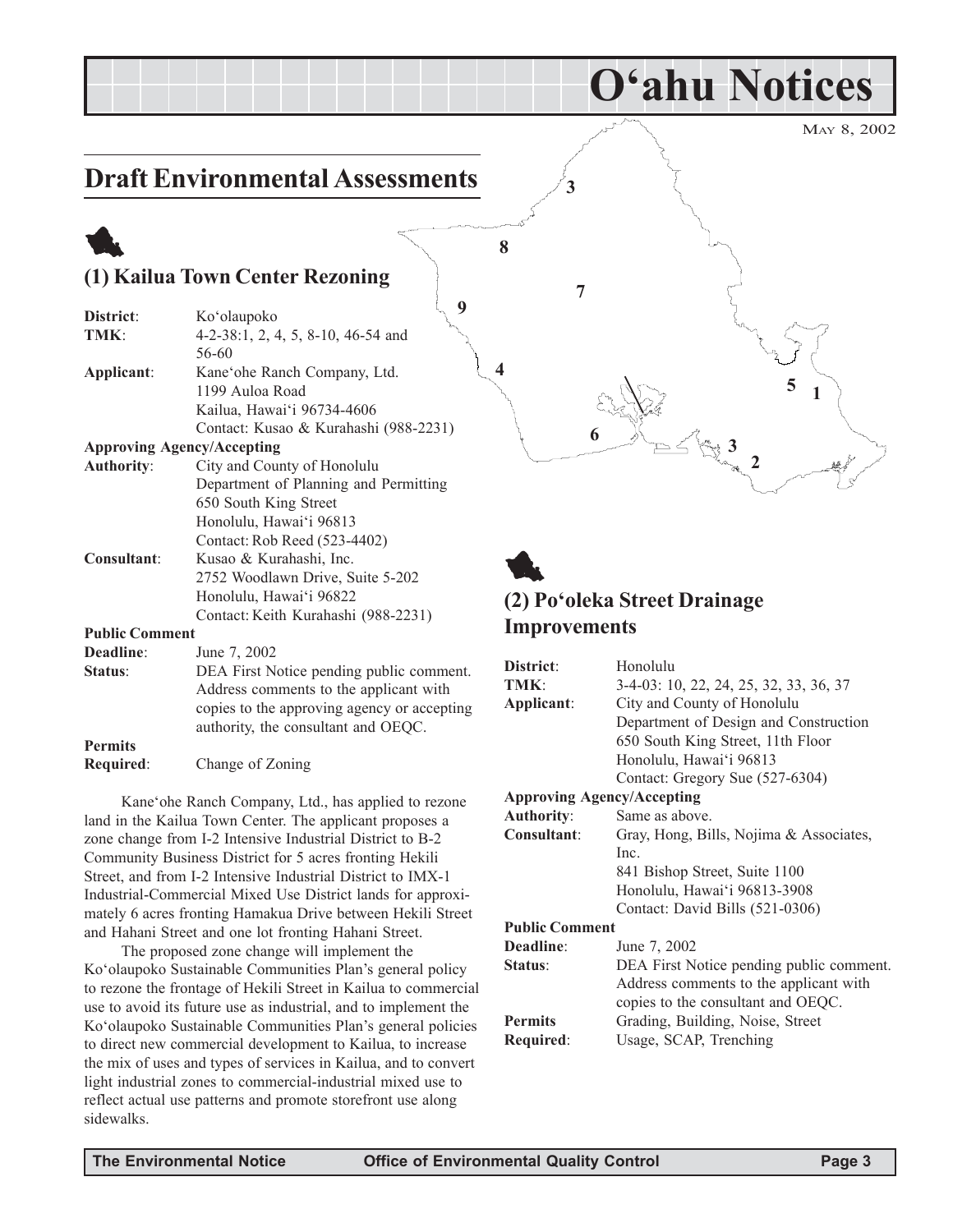# O'ahu Notices

MAY 8, 2002

## Draft Environmental Assessments

### (1) Kailua Town Center Rezoning

**District**: Ko'olaupoko
**TMK**: 4-2-38:1, 2, 4, 5, 8-10, 46-54 and 56-60
**Applicant**: Kane'ohe Ranch Company, Ltd.
1199 Auloa Road
Kailua, Hawai'i 96734-4606
Contact: Kusao & Kurahashi (988-2231)
**Approving Agency/Accepting Authority**: City and County of Honolulu
Department of Planning and Permitting
650 South King Street
Honolulu, Hawai'i 96813
Contact: Rob Reed (523-4402)
**Consultant**: Kusao & Kurahashi, Inc.
2752 Woodlawn Drive, Suite 5-202
Honolulu, Hawai'i 96822
Contact: Keith Kurahashi (988-2231)
**Public Comment Deadline**: June 7, 2002
**Status**: DEA First Notice pending public comment. Address comments to the applicant with copies to the approving agency or accepting authority, the consultant and OEQC.
**Permits Required**: Change of Zoning

Kane'ohe Ranch Company, Ltd., has applied to rezone land in the Kailua Town Center. The applicant proposes a zone change from I-2 Intensive Industrial District to B-2 Community Business District for 5 acres fronting Hekili Street, and from I-2 Intensive Industrial District to IMX-1 Industrial-Commercial Mixed Use District lands for approximately 6 acres fronting Hamakua Drive between Hekili Street and Hahani Street and one lot fronting Hahani Street.

The proposed zone change will implement the Ko'olaupoko Sustainable Communities Plan's general policy to rezone the frontage of Hekili Street in Kailua to commercial use to avoid its future use as industrial, and to implement the Ko'olaupoko Sustainable Communities Plan's general policies to direct new commercial development to Kailua, to increase the mix of uses and types of services in Kailua, and to convert light industrial zones to commercial-industrial mixed use to reflect actual use patterns and promote storefront use along sidewalks.

### (2) Po'oleka Street Drainage Improvements

**District**: Honolulu
**TMK**: 3-4-03: 10, 22, 24, 25, 32, 33, 36, 37
**Applicant**: City and County of Honolulu
Department of Design and Construction
650 South King Street, 11th Floor
Honolulu, Hawai'i 96813
Contact: Gregory Sue (527-6304)
**Approving Agency/Accepting Authority**: Same as above.
**Consultant**: Gray, Hong, Bills, Nojima & Associates, Inc.
841 Bishop Street, Suite 1100
Honolulu, Hawai'i 96813-3908
Contact: David Bills (521-0306)
**Public Comment Deadline**: June 7, 2002
**Status**: DEA First Notice pending public comment. Address comments to the applicant with copies to the consultant and OEQC.
**Permits Required**: Grading, Building, Noise, Street Usage, SCAP, Trenching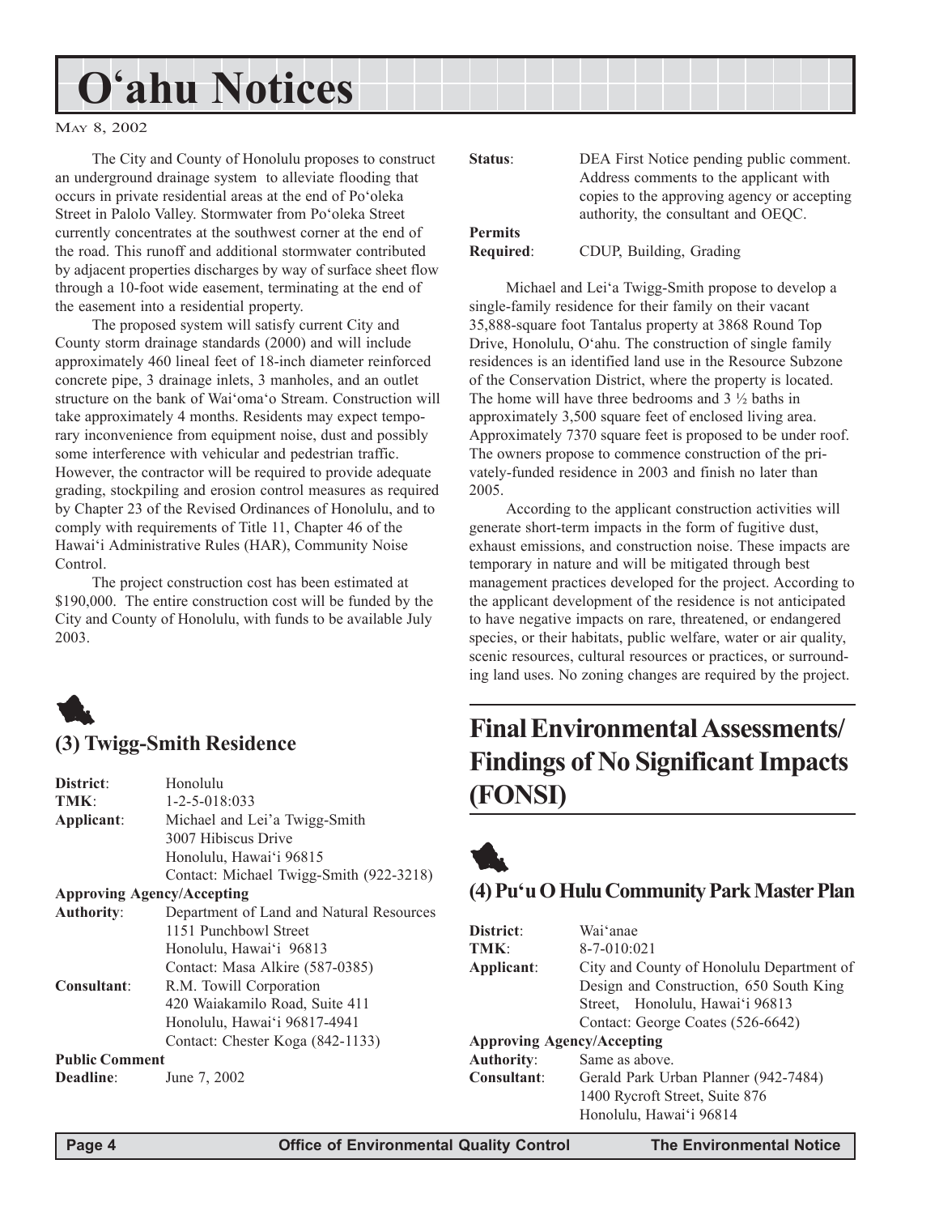# O'ahu Notices

May 8, 2002

The City and County of Honolulu proposes to construct an underground drainage system to alleviate flooding that occurs in private residential areas at the end of Po'oleka Street in Palolo Valley. Stormwater from Po'oleka Street currently concentrates at the southwest corner at the end of the road. This runoff and additional stormwater contributed by adjacent properties discharges by way of surface sheet flow through a 10-foot wide easement, terminating at the end of the easement into a residential property.

The proposed system will satisfy current City and County storm drainage standards (2000) and will include approximately 460 lineal feet of 18-inch diameter reinforced concrete pipe, 3 drainage inlets, 3 manholes, and an outlet structure on the bank of Wai'oma'o Stream. Construction will take approximately 4 months. Residents may expect temporary inconvenience from equipment noise, dust and possibly some interference with vehicular and pedestrian traffic. However, the contractor will be required to provide adequate grading, stockpiling and erosion control measures as required by Chapter 23 of the Revised Ordinances of Honolulu, and to comply with requirements of Title 11, Chapter 46 of the Hawai'i Administrative Rules (HAR), Community Noise Control.

The project construction cost has been estimated at \$190,000. The entire construction cost will be funded by the City and County of Honolulu, with funds to be available July 2003.

## (3) Twigg-Smith Residence

**District**: Honolulu
**TMK**: 1-2-5-018:033
**Applicant**: Michael and Lei'a Twigg-Smith
3007 Hibiscus Drive
Honolulu, Hawai'i 96815
Contact: Michael Twigg-Smith (922-3218)
**Approving Agency/Accepting Authority**: Department of Land and Natural Resources
1151 Punchbowl Street
Honolulu, Hawai'i 96813
Contact: Masa Alkire (587-0385)
**Consultant**: R.M. Towill Corporation
420 Waiakamilo Road, Suite 411
Honolulu, Hawai'i 96817-4941
Contact: Chester Koga (842-1133)
**Public Comment Deadline**: June 7, 2002
**Status**: DEA First Notice pending public comment. Address comments to the applicant with copies to the approving agency or accepting authority, the consultant and OEQC.
**Permits Required**: CDUP, Building, Grading

Michael and Lei'a Twigg-Smith propose to develop a single-family residence for their family on their vacant 35,888-square foot Tantalus property at 3868 Round Top Drive, Honolulu, O'ahu. The construction of single family residences is an identified land use in the Resource Subzone of the Conservation District, where the property is located. The home will have three bedrooms and 3 ½ baths in approximately 3,500 square feet of enclosed living area. Approximately 7370 square feet is proposed to be under roof. The owners propose to commence construction of the privately-funded residence in 2003 and finish no later than 2005.

According to the applicant construction activities will generate short-term impacts in the form of fugitive dust, exhaust emissions, and construction noise. These impacts are temporary in nature and will be mitigated through best management practices developed for the project. According to the applicant development of the residence is not anticipated to have negative impacts on rare, threatened, or endangered species, or their habitats, public welfare, water or air quality, scenic resources, cultural resources or practices, or surrounding land uses. No zoning changes are required by the project.

# Final Environmental Assessments/ Findings of No Significant Impacts (FONSI)

## (4) Pu'u O Hulu Community Park Master Plan

**District**: Wai'anae
**TMK**: 8-7-010:021
**Applicant**: City and County of Honolulu Department of Design and Construction, 650 South King Street, Honolulu, Hawai'i 96813
Contact: George Coates (526-6642)
**Approving Agency/Accepting Authority**: Same as above.
**Consultant**: Gerald Park Urban Planner (942-7484)
1400 Rycroft Street, Suite 876
Honolulu, Hawai'i 96814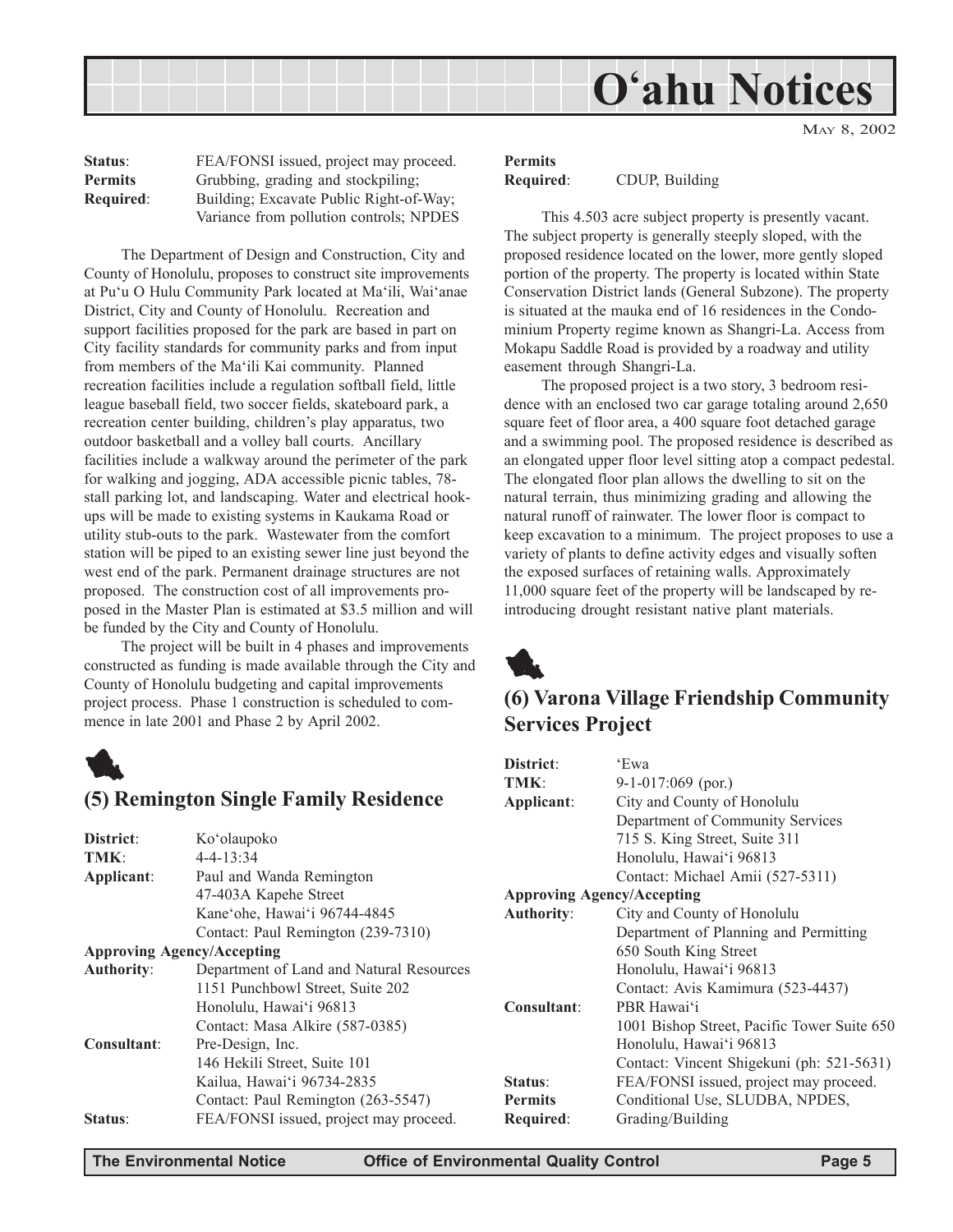| | |
|---|---|
| **Status**: | FEA/FONSI issued, project may proceed. |
| **Permits Required**: | Grubbing, grading and stockpiling; Building; Excavate Public Right-of-Way; Variance from pollution controls; NPDES |

The Department of Design and Construction, City and County of Honolulu, proposes to construct site improvements at Pu'u O Hulu Community Park located at Ma'ili, Wai'anae District, City and County of Honolulu. Recreation and support facilities proposed for the park are based in part on City facility standards for community parks and from input from members of the Ma'ili Kai community. Planned recreation facilities include a regulation softball field, little league baseball field, two soccer fields, skateboard park, a recreation center building, children's play apparatus, two outdoor basketball and a volley ball courts. Ancillary facilities include a walkway around the perimeter of the park for walking and jogging, ADA accessible picnic tables, 78-stall parking lot, and landscaping. Water and electrical hook-ups will be made to existing systems in Kaukama Road or utility stub-outs to the park. Wastewater from the comfort station will be piped to an existing sewer line just beyond the west end of the park. Permanent drainage structures are not proposed. The construction cost of all improvements proposed in the Master Plan is estimated at $3.5 million and will be funded by the City and County of Honolulu.

The project will be built in 4 phases and improvements constructed as funding is made available through the City and County of Honolulu budgeting and capital improvements project process. Phase 1 construction is scheduled to commence in late 2001 and Phase 2 by April 2002.

## (5) Remington Single Family Residence

| | |
|---|---|
| **District**: | Ko'olaupoko |
| **TMK**: | 4-4-13:34 |
| **Applicant**: | Paul and Wanda Remington<br>47-403A Kapehe Street<br>Kane'ohe, Hawai'i 96744-4845<br>Contact: Paul Remington (239-7310) |
| **Approving Agency/Accepting Authority**: | Department of Land and Natural Resources<br>1151 Punchbowl Street, Suite 202<br>Honolulu, Hawai'i 96813<br>Contact: Masa Alkire (587-0385) |
| **Consultant**: | Pre-Design, Inc.<br>146 Hekili Street, Suite 101<br>Kailua, Hawai'i 96734-2835<br>Contact: Paul Remington (263-5547) |
| **Status**: | FEA/FONSI issued, project may proceed. |
| **Permits Required**: | CDUP, Building |

This 4.503 acre subject property is presently vacant. The subject property is generally steeply sloped, with the proposed residence located on the lower, more gently sloped portion of the property. The property is located within State Conservation District lands (General Subzone). The property is situated at the mauka end of 16 residences in the Condominium Property regime known as Shangri-La. Access from Mokapu Saddle Road is provided by a roadway and utility easement through Shangri-La.

The proposed project is a two story, 3 bedroom residence with an enclosed two car garage totaling around 2,650 square feet of floor area, a 400 square foot detached garage and a swimming pool. The proposed residence is described as an elongated upper floor level sitting atop a compact pedestal. The elongated floor plan allows the dwelling to sit on the natural terrain, thus minimizing grading and allowing the natural runoff of rainwater. The lower floor is compact to keep excavation to a minimum. The project proposes to use a variety of plants to define activity edges and visually soften the exposed surfaces of retaining walls. Approximately 11,000 square feet of the property will be landscaped by re-introducing drought resistant native plant materials.

## (6) Varona Village Friendship Community Services Project

| | |
|---|---|
| **District**: | 'Ewa |
| **TMK**: | 9-1-017:069 (por.) |
| **Applicant**: | City and County of Honolulu<br>Department of Community Services<br>715 S. King Street, Suite 311<br>Honolulu, Hawai'i 96813<br>Contact: Michael Amii (527-5311) |
| **Approving Agency/Accepting Authority**: | City and County of Honolulu<br>Department of Planning and Permitting<br>650 South King Street<br>Honolulu, Hawai'i 96813<br>Contact: Avis Kamimura (523-4437) |
| **Consultant**: | PBR Hawai'i<br>1001 Bishop Street, Pacific Tower Suite 650<br>Honolulu, Hawai'i 96813<br>Contact: Vincent Shigekuni (ph: 521-5631) |
| **Status**: | FEA/FONSI issued, project may proceed. |
| **Permits Required**: | Conditional Use, SLUDBA, NPDES, Grading/Building |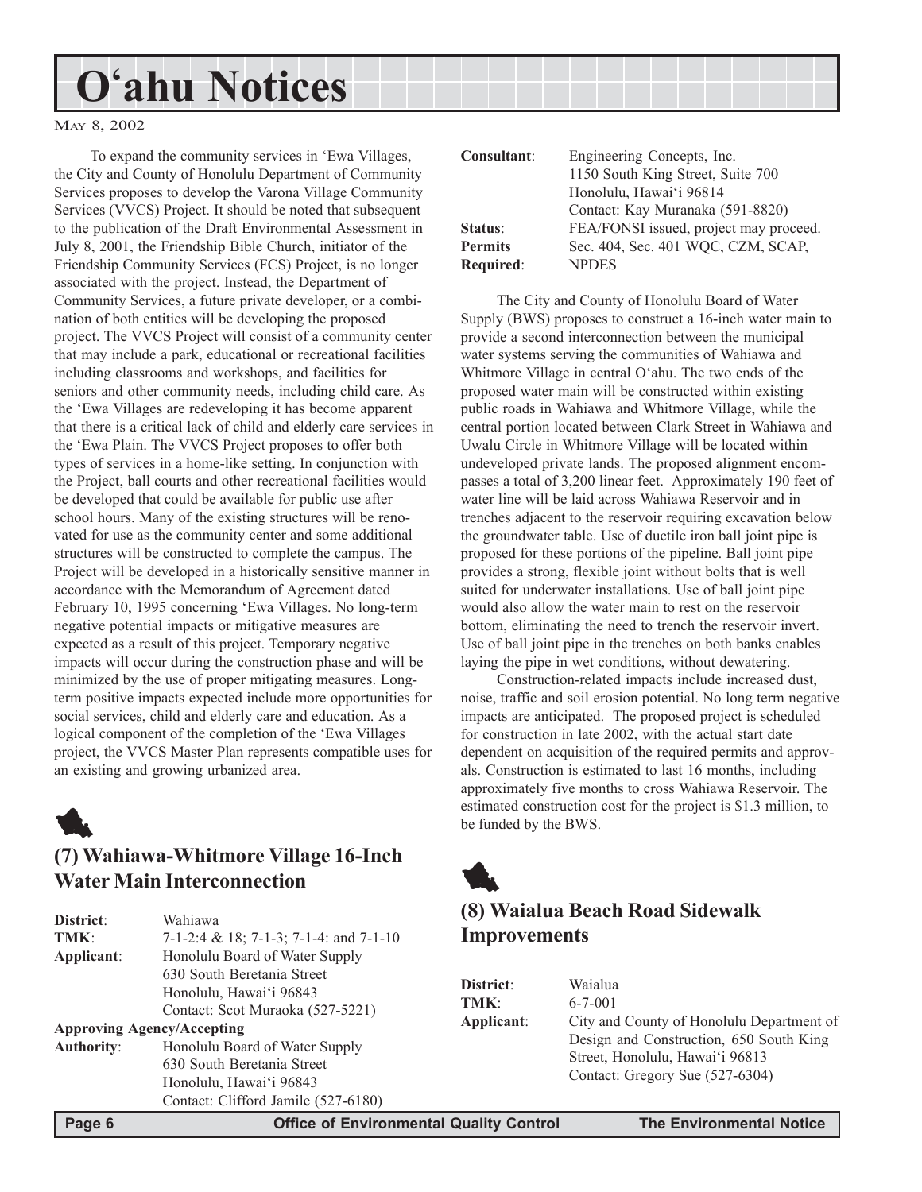# O'ahu Notices

May 8, 2002

To expand the community services in 'Ewa Villages, the City and County of Honolulu Department of Community Services proposes to develop the Varona Village Community Services (VVCS) Project. It should be noted that subsequent to the publication of the Draft Environmental Assessment in July 8, 2001, the Friendship Bible Church, initiator of the Friendship Community Services (FCS) Project, is no longer associated with the project. Instead, the Department of Community Services, a future private developer, or a combination of both entities will be developing the proposed project. The VVCS Project will consist of a community center that may include a park, educational or recreational facilities including classrooms and workshops, and facilities for seniors and other community needs, including child care. As the 'Ewa Villages are redeveloping it has become apparent that there is a critical lack of child and elderly care services in the 'Ewa Plain. The VVCS Project proposes to offer both types of services in a home-like setting. In conjunction with the Project, ball courts and other recreational facilities would be developed that could be available for public use after school hours. Many of the existing structures will be renovated for use as the community center and some additional structures will be constructed to complete the campus. The Project will be developed in a historically sensitive manner in accordance with the Memorandum of Agreement dated February 10, 1995 concerning 'Ewa Villages. No long-term negative potential impacts or mitigative measures are expected as a result of this project. Temporary negative impacts will occur during the construction phase and will be minimized by the use of proper mitigating measures. Long-term positive impacts expected include more opportunities for social services, child and elderly care and education. As a logical component of the completion of the 'Ewa Villages project, the VVCS Master Plan represents compatible uses for an existing and growing urbanized area.

## (7) Wahiawa-Whitmore Village 16-Inch Water Main Interconnection

**District**: Wahiawa

**TMK**: 7-1-2:4 & 18; 7-1-3; 7-1-4: and 7-1-10

**Applicant**: Honolulu Board of Water Supply
630 South Beretania Street
Honolulu, Hawai'i 96843
Contact: Scot Muraoka (527-5221)

**Approving Agency/Accepting Authority**: Honolulu Board of Water Supply
630 South Beretania Street
Honolulu, Hawai'i 96843
Contact: Clifford Jamile (527-6180)

**Consultant**: Engineering Concepts, Inc.
1150 South King Street, Suite 700
Honolulu, Hawai'i 96814
Contact: Kay Muranaka (591-8820)

**Status**: FEA/FONSI issued, project may proceed.

**Permits Required**: Sec. 404, Sec. 401 WQC, CZM, SCAP, NPDES

The City and County of Honolulu Board of Water Supply (BWS) proposes to construct a 16-inch water main to provide a second interconnection between the municipal water systems serving the communities of Wahiawa and Whitmore Village in central O'ahu. The two ends of the proposed water main will be constructed within existing public roads in Wahiawa and Whitmore Village, while the central portion located between Clark Street in Wahiawa and Uwalu Circle in Whitmore Village will be located within undeveloped private lands. The proposed alignment encompasses a total of 3,200 linear feet. Approximately 190 feet of water line will be laid across Wahiawa Reservoir and in trenches adjacent to the reservoir requiring excavation below the groundwater table. Use of ductile iron ball joint pipe is proposed for these portions of the pipeline. Ball joint pipe provides a strong, flexible joint without bolts that is well suited for underwater installations. Use of ball joint pipe would also allow the water main to rest on the reservoir bottom, eliminating the need to trench the reservoir invert. Use of ball joint pipe in the trenches on both banks enables laying the pipe in wet conditions, without dewatering.

Construction-related impacts include increased dust, noise, traffic and soil erosion potential. No long term negative impacts are anticipated. The proposed project is scheduled for construction in late 2002, with the actual start date dependent on acquisition of the required permits and approvals. Construction is estimated to last 16 months, including approximately five months to cross Wahiawa Reservoir. The estimated construction cost for the project is $1.3 million, to be funded by the BWS.

## (8) Waialua Beach Road Sidewalk Improvements

**District**: Waialua

**TMK**: 6-7-001

**Applicant**: City and County of Honolulu Department of Design and Construction, 650 South King Street, Honolulu, Hawai'i 96813
Contact: Gregory Sue (527-6304)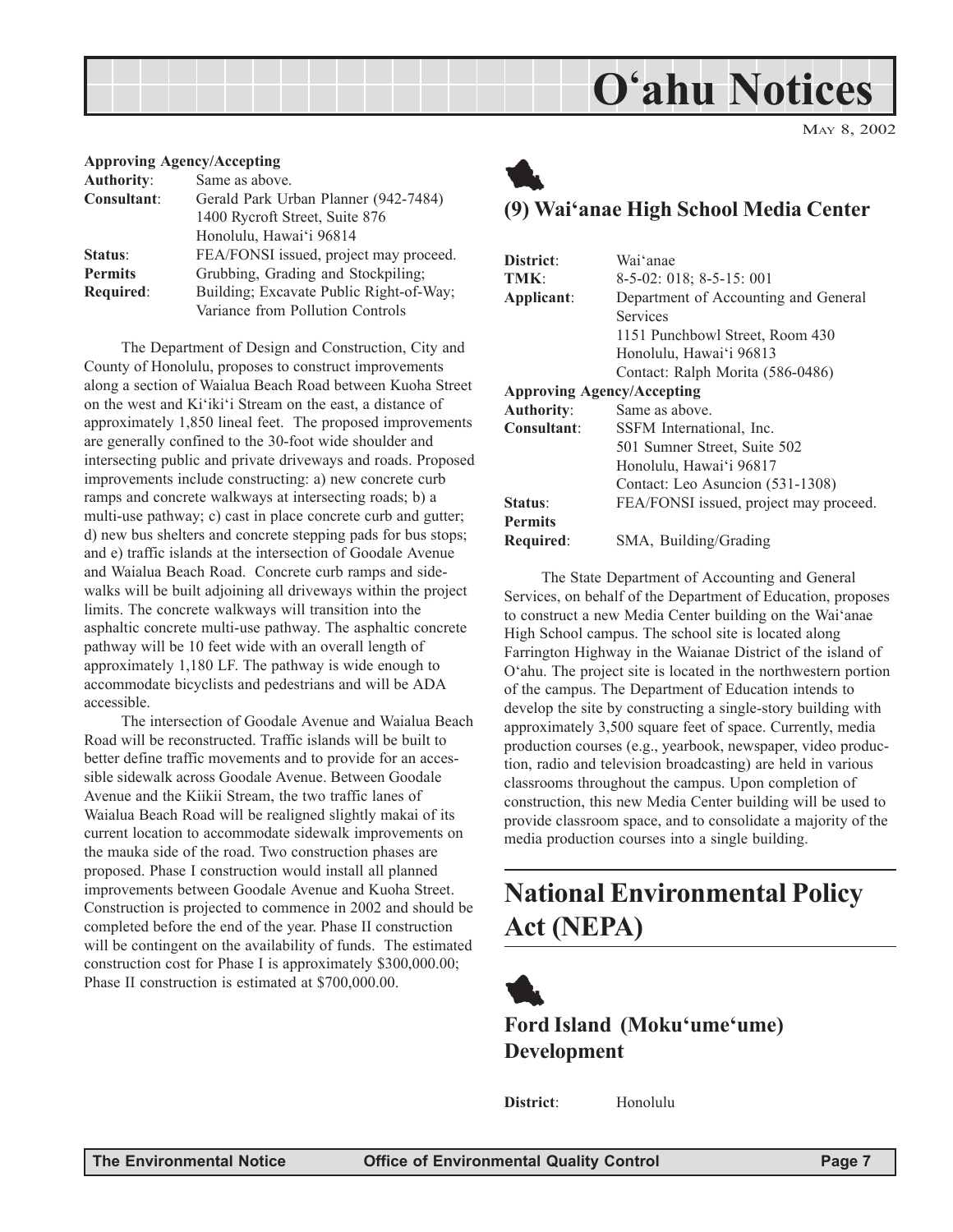**Approving Agency/Accepting**

| | |
|---|---|
| **Authority**: | Same as above. |
| **Consultant**: | Gerald Park Urban Planner (942-7484)<br>1400 Rycroft Street, Suite 876<br>Honolulu, Hawai'i 96814 |
| **Status**: | FEA/FONSI issued, project may proceed. |
| **Permits Required**: | Grubbing, Grading and Stockpiling; Building; Excavate Public Right-of-Way; Variance from Pollution Controls |

The Department of Design and Construction, City and County of Honolulu, proposes to construct improvements along a section of Waialua Beach Road between Kuoha Street on the west and Ki'iki'i Stream on the east, a distance of approximately 1,850 lineal feet. The proposed improvements are generally confined to the 30-foot wide shoulder and intersecting public and private driveways and roads. Proposed improvements include constructing: a) new concrete curb ramps and concrete walkways at intersecting roads; b) a multi-use pathway; c) cast in place concrete curb and gutter; d) new bus shelters and concrete stepping pads for bus stops; and e) traffic islands at the intersection of Goodale Avenue and Waialua Beach Road. Concrete curb ramps and sidewalks will be built adjoining all driveways within the project limits. The concrete walkways will transition into the asphaltic concrete multi-use pathway. The asphaltic concrete pathway will be 10 feet wide with an overall length of approximately 1,180 LF. The pathway is wide enough to accommodate bicyclists and pedestrians and will be ADA accessible.

The intersection of Goodale Avenue and Waialua Beach Road will be reconstructed. Traffic islands will be built to better define traffic movements and to provide for an accessible sidewalk across Goodale Avenue. Between Goodale Avenue and the Kiikii Stream, the two traffic lanes of Waialua Beach Road will be realigned slightly makai of its current location to accommodate sidewalk improvements on the mauka side of the road. Two construction phases are proposed. Phase I construction would install all planned improvements between Goodale Avenue and Kuoha Street. Construction is projected to commence in 2002 and should be completed before the end of the year. Phase II construction will be contingent on the availability of funds. The estimated construction cost for Phase I is approximately $300,000.00; Phase II construction is estimated at $700,000.00.

### (9) Wai'anae High School Media Center

| | |
|---|---|
| **District**: | Wai'anae |
| **TMK**: | 8-5-02: 018; 8-5-15: 001 |
| **Applicant**: | Department of Accounting and General Services<br>1151 Punchbowl Street, Room 430<br>Honolulu, Hawai'i 96813<br>Contact: Ralph Morita (586-0486) |
| **Approving Agency/Accepting Authority**: | Same as above. |
| **Consultant**: | SSFM International, Inc.<br>501 Sumner Street, Suite 502<br>Honolulu, Hawai'i 96817<br>Contact: Leo Asuncion (531-1308) |
| **Status**: | FEA/FONSI issued, project may proceed. |
| **Permits Required**: | SMA, Building/Grading |

The State Department of Accounting and General Services, on behalf of the Department of Education, proposes to construct a new Media Center building on the Wai'anae High School campus. The school site is located along Farrington Highway in the Waianae District of the island of O'ahu. The project site is located in the northwestern portion of the campus. The Department of Education intends to develop the site by constructing a single-story building with approximately 3,500 square feet of space. Currently, media production courses (e.g., yearbook, newspaper, video production, radio and television broadcasting) are held in various classrooms throughout the campus. Upon completion of construction, this new Media Center building will be used to provide classroom space, and to consolidate a majority of the media production courses into a single building.

## National Environmental Policy Act (NEPA)

### Ford Island (Moku'ume'ume) Development

**District**: Honolulu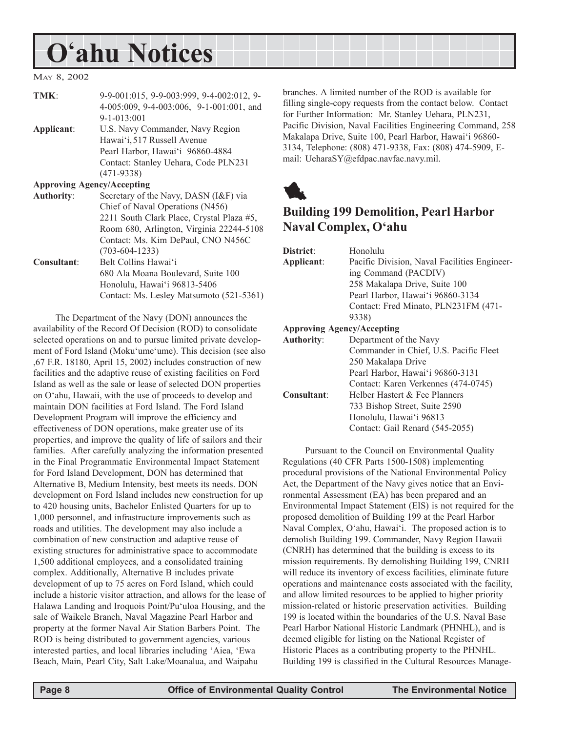# O'ahu Notices

MAY 8, 2002

| | |
|---|---|
| **TMK**: | 9-9-001:015, 9-9-003:999, 9-4-002:012, 9-4-005:009, 9-4-003:006, 9-1-001:001, and 9-1-013:001 |
| **Applicant**: | U.S. Navy Commander, Navy Region Hawai'i, 517 Russell Avenue Pearl Harbor, Hawai'i 96860-4884 Contact: Stanley Uehara, Code PLN231 (471-9338) |
| **Approving Agency/Accepting Authority**: | Secretary of the Navy, DASN (I&F) via Chief of Naval Operations (N456) 2211 South Clark Place, Crystal Plaza #5, Room 680, Arlington, Virginia 22244-5108 Contact: Ms. Kim DePaul, CNO N456C (703-604-1233) |
| **Consultant**: | Belt Collins Hawai'i 680 Ala Moana Boulevard, Suite 100 Honolulu, Hawai'i 96813-5406 Contact: Ms. Lesley Matsumoto (521-5361) |

The Department of the Navy (DON) announces the availability of the Record Of Decision (ROD) to consolidate selected operations on and to pursue limited private development of Ford Island (Moku'ume'ume). This decision (see also ,67 F.R. 18180, April 15, 2002) includes construction of new facilities and the adaptive reuse of existing facilities on Ford Island as well as the sale or lease of selected DON properties on O'ahu, Hawaii, with the use of proceeds to develop and maintain DON facilities at Ford Island. The Ford Island Development Program will improve the efficiency and effectiveness of DON operations, make greater use of its properties, and improve the quality of life of sailors and their families. After carefully analyzing the information presented in the Final Programmatic Environmental Impact Statement for Ford Island Development, DON has determined that Alternative B, Medium Intensity, best meets its needs. DON development on Ford Island includes new construction for up to 420 housing units, Bachelor Enlisted Quarters for up to 1,000 personnel, and infrastructure improvements such as roads and utilities. The development may also include a combination of new construction and adaptive reuse of existing structures for administrative space to accommodate 1,500 additional employees, and a consolidated training complex. Additionally, Alternative B includes private development of up to 75 acres on Ford Island, which could include a historic visitor attraction, and allows for the lease of Halawa Landing and Iroquois Point/Pu'uloa Housing, and the sale of Waikele Branch, Naval Magazine Pearl Harbor and property at the former Naval Air Station Barbers Point. The ROD is being distributed to government agencies, various interested parties, and local libraries including 'Aiea, 'Ewa Beach, Main, Pearl City, Salt Lake/Moanalua, and Waipahu branches. A limited number of the ROD is available for filling single-copy requests from the contact below. Contact for Further Information: Mr. Stanley Uehara, PLN231, Pacific Division, Naval Facilities Engineering Command, 258 Makalapa Drive, Suite 100, Pearl Harbor, Hawai'i 96860-3134, Telephone: (808) 471-9338, Fax: (808) 474-5909, E-mail: UeharaSY@efdpac.navfac.navy.mil.

## Building 199 Demolition, Pearl Harbor Naval Complex, O'ahu

| | |
|---|---|
| **District**: | Honolulu |
| **Applicant**: | Pacific Division, Naval Facilities Engineering Command (PACDIV) 258 Makalapa Drive, Suite 100 Pearl Harbor, Hawai'i 96860-3134 Contact: Fred Minato, PLN231FM (471-9338) |
| **Approving Agency/Accepting Authority**: | Department of the Navy Commander in Chief, U.S. Pacific Fleet 250 Makalapa Drive Pearl Harbor, Hawai'i 96860-3131 Contact: Karen Verkennes (474-0745) |
| **Consultant**: | Helber Hastert & Fee Planners 733 Bishop Street, Suite 2590 Honolulu, Hawai'i 96813 Contact: Gail Renard (545-2055) |

Pursuant to the Council on Environmental Quality Regulations (40 CFR Parts 1500-1508) implementing procedural provisions of the National Environmental Policy Act, the Department of the Navy gives notice that an Environmental Assessment (EA) has been prepared and an Environmental Impact Statement (EIS) is not required for the proposed demolition of Building 199 at the Pearl Harbor Naval Complex, O'ahu, Hawai'i. The proposed action is to demolish Building 199. Commander, Navy Region Hawaii (CNRH) has determined that the building is excess to its mission requirements. By demolishing Building 199, CNRH will reduce its inventory of excess facilities, eliminate future operations and maintenance costs associated with the facility, and allow limited resources to be applied to higher priority mission-related or historic preservation activities. Building 199 is located within the boundaries of the U.S. Naval Base Pearl Harbor National Historic Landmark (PHNHL), and is deemed eligible for listing on the National Register of Historic Places as a contributing property to the PHNHL. Building 199 is classified in the Cultural Resources Manage-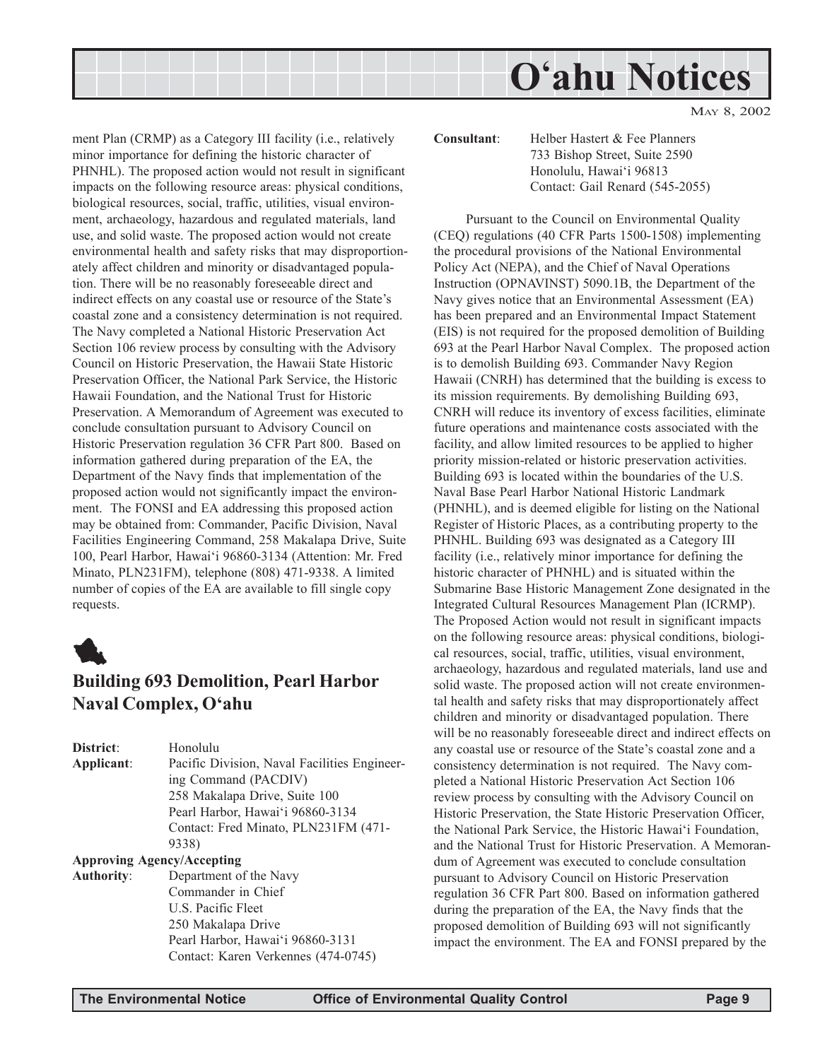ment Plan (CRMP) as a Category III facility (i.e., relatively minor importance for defining the historic character of PHNHL). The proposed action would not result in significant impacts on the following resource areas: physical conditions, biological resources, social, traffic, utilities, visual environment, archaeology, hazardous and regulated materials, land use, and solid waste. The proposed action would not create environmental health and safety risks that may disproportionately affect children and minority or disadvantaged population. There will be no reasonably foreseeable direct and indirect effects on any coastal use or resource of the State's coastal zone and a consistency determination is not required. The Navy completed a National Historic Preservation Act Section 106 review process by consulting with the Advisory Council on Historic Preservation, the Hawaii State Historic Preservation Officer, the National Park Service, the Historic Hawaii Foundation, and the National Trust for Historic Preservation. A Memorandum of Agreement was executed to conclude consultation pursuant to Advisory Council on Historic Preservation regulation 36 CFR Part 800. Based on information gathered during preparation of the EA, the Department of the Navy finds that implementation of the proposed action would not significantly impact the environment. The FONSI and EA addressing this proposed action may be obtained from: Commander, Pacific Division, Naval Facilities Engineering Command, 258 Makalapa Drive, Suite 100, Pearl Harbor, Hawai'i 96860-3134 (Attention: Mr. Fred Minato, PLN231FM), telephone (808) 471-9338. A limited number of copies of the EA are available to fill single copy requests.

## Building 693 Demolition, Pearl Harbor Naval Complex, O'ahu

**District**: Honolulu

**Applicant**: Pacific Division, Naval Facilities Engineering Command (PACDIV)
258 Makalapa Drive, Suite 100
Pearl Harbor, Hawai'i 96860-3134
Contact: Fred Minato, PLN231FM (471-9338)

**Approving Agency/Accepting Authority**: Department of the Navy
Commander in Chief
U.S. Pacific Fleet
250 Makalapa Drive
Pearl Harbor, Hawai'i 96860-3131
Contact: Karen Verkennes (474-0745)

**Consultant**: Helber Hastert & Fee Planners
733 Bishop Street, Suite 2590
Honolulu, Hawai'i 96813
Contact: Gail Renard (545-2055)

Pursuant to the Council on Environmental Quality (CEQ) regulations (40 CFR Parts 1500-1508) implementing the procedural provisions of the National Environmental Policy Act (NEPA), and the Chief of Naval Operations Instruction (OPNAVINST) 5090.1B, the Department of the Navy gives notice that an Environmental Assessment (EA) has been prepared and an Environmental Impact Statement (EIS) is not required for the proposed demolition of Building 693 at the Pearl Harbor Naval Complex. The proposed action is to demolish Building 693. Commander Navy Region Hawaii (CNRH) has determined that the building is excess to its mission requirements. By demolishing Building 693, CNRH will reduce its inventory of excess facilities, eliminate future operations and maintenance costs associated with the facility, and allow limited resources to be applied to higher priority mission-related or historic preservation activities. Building 693 is located within the boundaries of the U.S. Naval Base Pearl Harbor National Historic Landmark (PHNHL), and is deemed eligible for listing on the National Register of Historic Places, as a contributing property to the PHNHL. Building 693 was designated as a Category III facility (i.e., relatively minor importance for defining the historic character of PHNHL) and is situated within the Submarine Base Historic Management Zone designated in the Integrated Cultural Resources Management Plan (ICRMP). The Proposed Action would not result in significant impacts on the following resource areas: physical conditions, biological resources, social, traffic, utilities, visual environment, archaeology, hazardous and regulated materials, land use and solid waste. The proposed action will not create environmental health and safety risks that may disproportionately affect children and minority or disadvantaged population. There will be no reasonably foreseeable direct and indirect effects on any coastal use or resource of the State's coastal zone and a consistency determination is not required. The Navy completed a National Historic Preservation Act Section 106 review process by consulting with the Advisory Council on Historic Preservation, the State Historic Preservation Officer, the National Park Service, the Historic Hawai'i Foundation, and the National Trust for Historic Preservation. A Memorandum of Agreement was executed to conclude consultation pursuant to Advisory Council on Historic Preservation regulation 36 CFR Part 800. Based on information gathered during the preparation of the EA, the Navy finds that the proposed demolition of Building 693 will not significantly impact the environment. The EA and FONSI prepared by the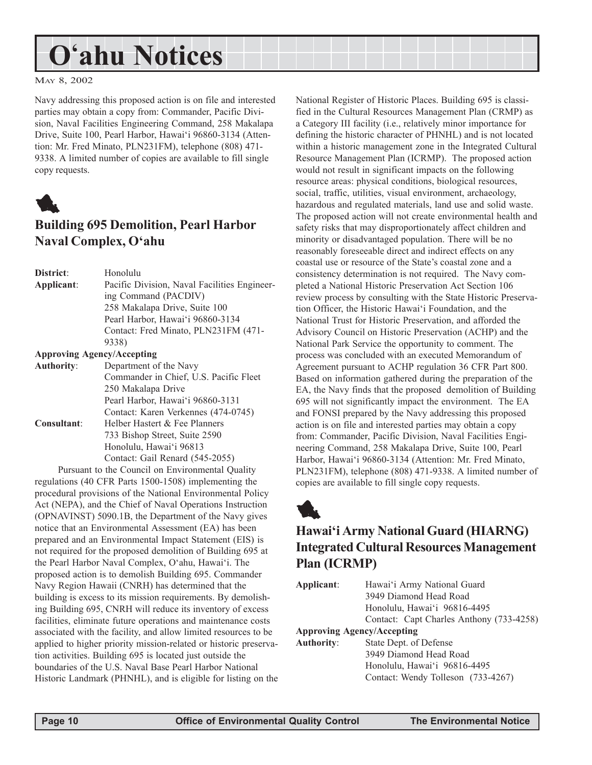# O'ahu Notices

May 8, 2002

Navy addressing this proposed action is on file and interested parties may obtain a copy from: Commander, Pacific Division, Naval Facilities Engineering Command, 258 Makalapa Drive, Suite 100, Pearl Harbor, Hawai'i 96860-3134 (Attention: Mr. Fred Minato, PLN231FM), telephone (808) 471-9338. A limited number of copies are available to fill single copy requests.

## Building 695 Demolition, Pearl Harbor Naval Complex, O'ahu

**District**: Honolulu

**Applicant**: Pacific Division, Naval Facilities Engineering Command (PACDIV)
258 Makalapa Drive, Suite 100
Pearl Harbor, Hawai'i 96860-3134
Contact: Fred Minato, PLN231FM (471-9338)

**Approving Agency/Accepting Authority**: Department of the Navy
Commander in Chief, U.S. Pacific Fleet
250 Makalapa Drive
Pearl Harbor, Hawai'i 96860-3131
Contact: Karen Verkennes (474-0745)

**Consultant**: Helber Hastert & Fee Planners
733 Bishop Street, Suite 2590
Honolulu, Hawai'i 96813
Contact: Gail Renard (545-2055)

Pursuant to the Council on Environmental Quality regulations (40 CFR Parts 1500-1508) implementing the procedural provisions of the National Environmental Policy Act (NEPA), and the Chief of Naval Operations Instruction (OPNAVINST) 5090.1B, the Department of the Navy gives notice that an Environmental Assessment (EA) has been prepared and an Environmental Impact Statement (EIS) is not required for the proposed demolition of Building 695 at the Pearl Harbor Naval Complex, O'ahu, Hawai'i. The proposed action is to demolish Building 695. Commander Navy Region Hawaii (CNRH) has determined that the building is excess to its mission requirements. By demolishing Building 695, CNRH will reduce its inventory of excess facilities, eliminate future operations and maintenance costs associated with the facility, and allow limited resources to be applied to higher priority mission-related or historic preservation activities. Building 695 is located just outside the boundaries of the U.S. Naval Base Pearl Harbor National Historic Landmark (PHNHL), and is eligible for listing on the National Register of Historic Places. Building 695 is classified in the Cultural Resources Management Plan (CRMP) as a Category III facility (i.e., relatively minor importance for defining the historic character of PHNHL) and is not located within a historic management zone in the Integrated Cultural Resource Management Plan (ICRMP). The proposed action would not result in significant impacts on the following resource areas: physical conditions, biological resources, social, traffic, utilities, visual environment, archaeology, hazardous and regulated materials, land use and solid waste. The proposed action will not create environmental health and safety risks that may disproportionately affect children and minority or disadvantaged population. There will be no reasonably foreseeable direct and indirect effects on any coastal use or resource of the State's coastal zone and a consistency determination is not required. The Navy completed a National Historic Preservation Act Section 106 review process by consulting with the State Historic Preservation Officer, the Historic Hawai'i Foundation, and the National Trust for Historic Preservation, and afforded the Advisory Council on Historic Preservation (ACHP) and the National Park Service the opportunity to comment. The process was concluded with an executed Memorandum of Agreement pursuant to ACHP regulation 36 CFR Part 800. Based on information gathered during the preparation of the EA, the Navy finds that the proposed demolition of Building 695 will not significantly impact the environment. The EA and FONSI prepared by the Navy addressing this proposed action is on file and interested parties may obtain a copy from: Commander, Pacific Division, Naval Facilities Engineering Command, 258 Makalapa Drive, Suite 100, Pearl Harbor, Hawai'i 96860-3134 (Attention: Mr. Fred Minato, PLN231FM), telephone (808) 471-9338. A limited number of copies are available to fill single copy requests.

## Hawai'i Army National Guard (HIARNG) Integrated Cultural Resources Management Plan (ICRMP)

**Applicant**: Hawai'i Army National Guard
3949 Diamond Head Road
Honolulu, Hawai'i 96816-4495
Contact: Capt Charles Anthony (733-4258)

**Approving Agency/Accepting Authority**: State Dept. of Defense
3949 Diamond Head Road
Honolulu, Hawai'i 96816-4495
Contact: Wendy Tolleson (733-4267)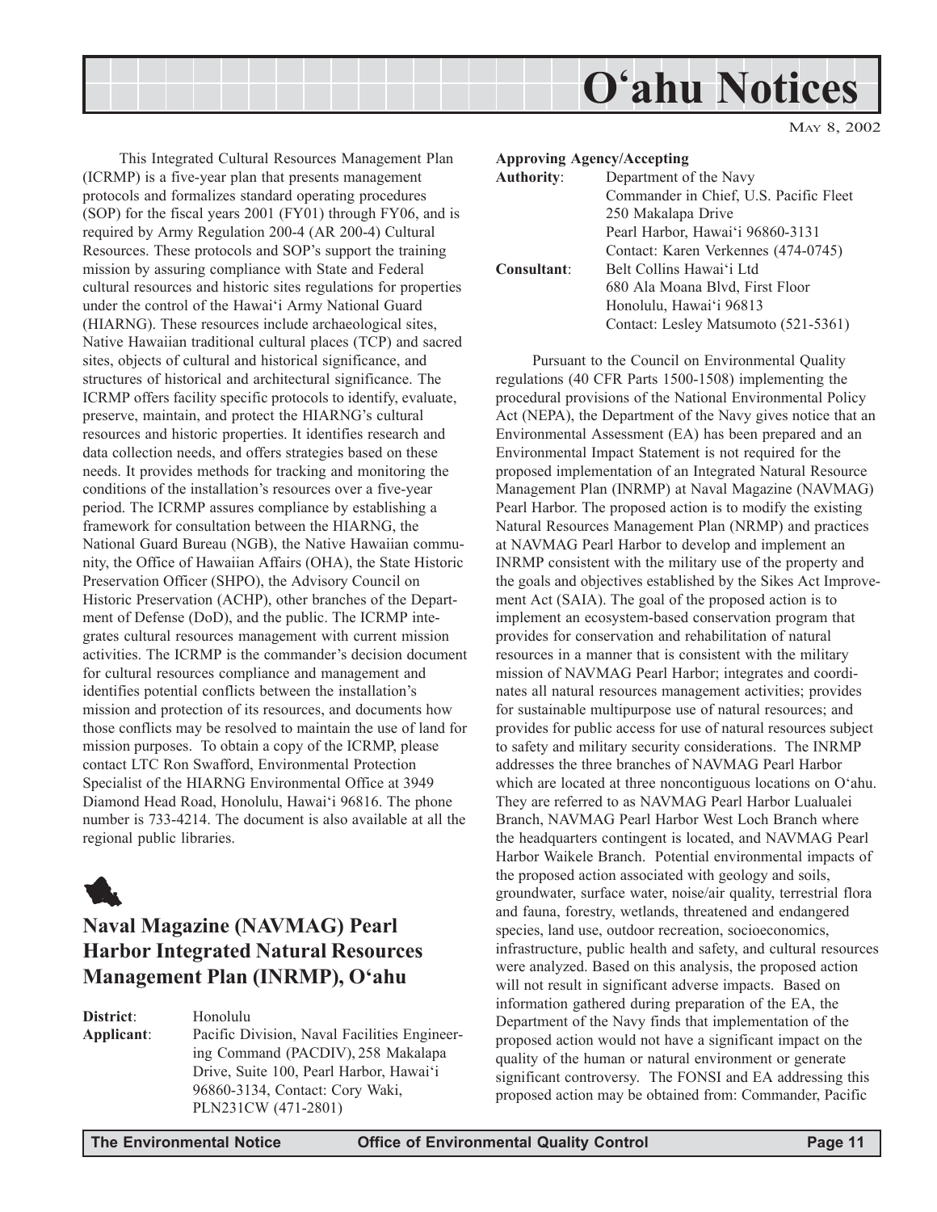This Integrated Cultural Resources Management Plan (ICRMP) is a five-year plan that presents management protocols and formalizes standard operating procedures (SOP) for the fiscal years 2001 (FY01) through FY06, and is required by Army Regulation 200-4 (AR 200-4) Cultural Resources. These protocols and SOP's support the training mission by assuring compliance with State and Federal cultural resources and historic sites regulations for properties under the control of the Hawai'i Army National Guard (HIARNG). These resources include archaeological sites, Native Hawaiian traditional cultural places (TCP) and sacred sites, objects of cultural and historical significance, and structures of historical and architectural significance. The ICRMP offers facility specific protocols to identify, evaluate, preserve, maintain, and protect the HIARNG's cultural resources and historic properties. It identifies research and data collection needs, and offers strategies based on these needs. It provides methods for tracking and monitoring the conditions of the installation's resources over a five-year period. The ICRMP assures compliance by establishing a framework for consultation between the HIARNG, the National Guard Bureau (NGB), the Native Hawaiian community, the Office of Hawaiian Affairs (OHA), the State Historic Preservation Officer (SHPO), the Advisory Council on Historic Preservation (ACHP), other branches of the Department of Defense (DoD), and the public. The ICRMP integrates cultural resources management with current mission activities. The ICRMP is the commander's decision document for cultural resources compliance and management and identifies potential conflicts between the installation's mission and protection of its resources, and documents how those conflicts may be resolved to maintain the use of land for mission purposes. To obtain a copy of the ICRMP, please contact LTC Ron Swafford, Environmental Protection Specialist of the HIARNG Environmental Office at 3949 Diamond Head Road, Honolulu, Hawai'i 96816. The phone number is 733-4214. The document is also available at all the regional public libraries.

## Naval Magazine (NAVMAG) Pearl Harbor Integrated Natural Resources Management Plan (INRMP), O'ahu

**District**: Honolulu

**Applicant**: Pacific Division, Naval Facilities Engineering Command (PACDIV), 258 Makalapa Drive, Suite 100, Pearl Harbor, Hawai'i 96860-3134, Contact: Cory Waki, PLN231CW (471-2801)

**Approving Agency/Accepting Authority**: Department of the Navy
Commander in Chief, U.S. Pacific Fleet
250 Makalapa Drive
Pearl Harbor, Hawai'i 96860-3131
Contact: Karen Verkennes (474-0745)

**Consultant**: Belt Collins Hawai'i Ltd
680 Ala Moana Blvd, First Floor
Honolulu, Hawai'i 96813
Contact: Lesley Matsumoto (521-5361)

Pursuant to the Council on Environmental Quality regulations (40 CFR Parts 1500-1508) implementing the procedural provisions of the National Environmental Policy Act (NEPA), the Department of the Navy gives notice that an Environmental Assessment (EA) has been prepared and an Environmental Impact Statement is not required for the proposed implementation of an Integrated Natural Resource Management Plan (INRMP) at Naval Magazine (NAVMAG) Pearl Harbor. The proposed action is to modify the existing Natural Resources Management Plan (NRMP) and practices at NAVMAG Pearl Harbor to develop and implement an INRMP consistent with the military use of the property and the goals and objectives established by the Sikes Act Improvement Act (SAIA). The goal of the proposed action is to implement an ecosystem-based conservation program that provides for conservation and rehabilitation of natural resources in a manner that is consistent with the military mission of NAVMAG Pearl Harbor; integrates and coordinates all natural resources management activities; provides for sustainable multipurpose use of natural resources; and provides for public access for use of natural resources subject to safety and military security considerations. The INRMP addresses the three branches of NAVMAG Pearl Harbor which are located at three noncontiguous locations on O'ahu. They are referred to as NAVMAG Pearl Harbor Lualualei Branch, NAVMAG Pearl Harbor West Loch Branch where the headquarters contingent is located, and NAVMAG Pearl Harbor Waikele Branch. Potential environmental impacts of the proposed action associated with geology and soils, groundwater, surface water, noise/air quality, terrestrial flora and fauna, forestry, wetlands, threatened and endangered species, land use, outdoor recreation, socioeconomics, infrastructure, public health and safety, and cultural resources were analyzed. Based on this analysis, the proposed action will not result in significant adverse impacts. Based on information gathered during preparation of the EA, the Department of the Navy finds that implementation of the proposed action would not have a significant impact on the quality of the human or natural environment or generate significant controversy. The FONSI and EA addressing this proposed action may be obtained from: Commander, Pacific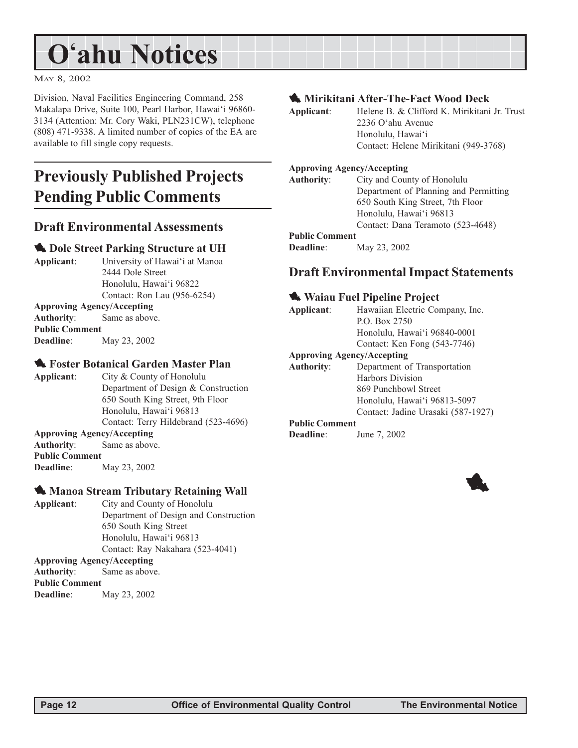Division, Naval Facilities Engineering Command, 258 Makalapa Drive, Suite 100, Pearl Harbor, Hawai'i 96860-3134 (Attention: Mr. Cory Waki, PLN231CW), telephone (808) 471-9338. A limited number of copies of the EA are available to fill single copy requests.

# Previously Published Projects Pending Public Comments

## Draft Environmental Assessments

### Dole Street Parking Structure at UH

**Applicant**: University of Hawai'i at Manoa
2444 Dole Street
Honolulu, Hawai'i 96822
Contact: Ron Lau (956-6254)

**Approving Agency/Accepting Authority**: Same as above.

**Public Comment Deadline**: May 23, 2002

### Foster Botanical Garden Master Plan

**Applicant**: City & County of Honolulu
Department of Design & Construction
650 South King Street, 9th Floor
Honolulu, Hawai'i 96813
Contact: Terry Hildebrand (523-4696)

**Approving Agency/Accepting Authority**: Same as above.

**Public Comment Deadline**: May 23, 2002

### Manoa Stream Tributary Retaining Wall

**Applicant**: City and County of Honolulu
Department of Design and Construction
650 South King Street
Honolulu, Hawai'i 96813
Contact: Ray Nakahara (523-4041)

**Approving Agency/Accepting Authority**: Same as above.

**Public Comment Deadline**: May 23, 2002

### Mirikitani After-The-Fact Wood Deck

**Applicant**: Helene B. & Clifford K. Mirikitani Jr. Trust
2236 O'ahu Avenue
Honolulu, Hawai'i
Contact: Helene Mirikitani (949-3768)

**Approving Agency/Accepting Authority**: City and County of Honolulu
Department of Planning and Permitting
650 South King Street, 7th Floor
Honolulu, Hawai'i 96813
Contact: Dana Teramoto (523-4648)

**Public Comment Deadline**: May 23, 2002

## Draft Environmental Impact Statements

### Waiau Fuel Pipeline Project

**Applicant**: Hawaiian Electric Company, Inc.
P.O. Box 2750
Honolulu, Hawai'i 96840-0001
Contact: Ken Fong (543-7746)

**Approving Agency/Accepting Authority**: Department of Transportation
Harbors Division
869 Punchbowl Street
Honolulu, Hawai'i 96813-5097
Contact: Jadine Urasaki (587-1927)

**Public Comment Deadline**: June 7, 2002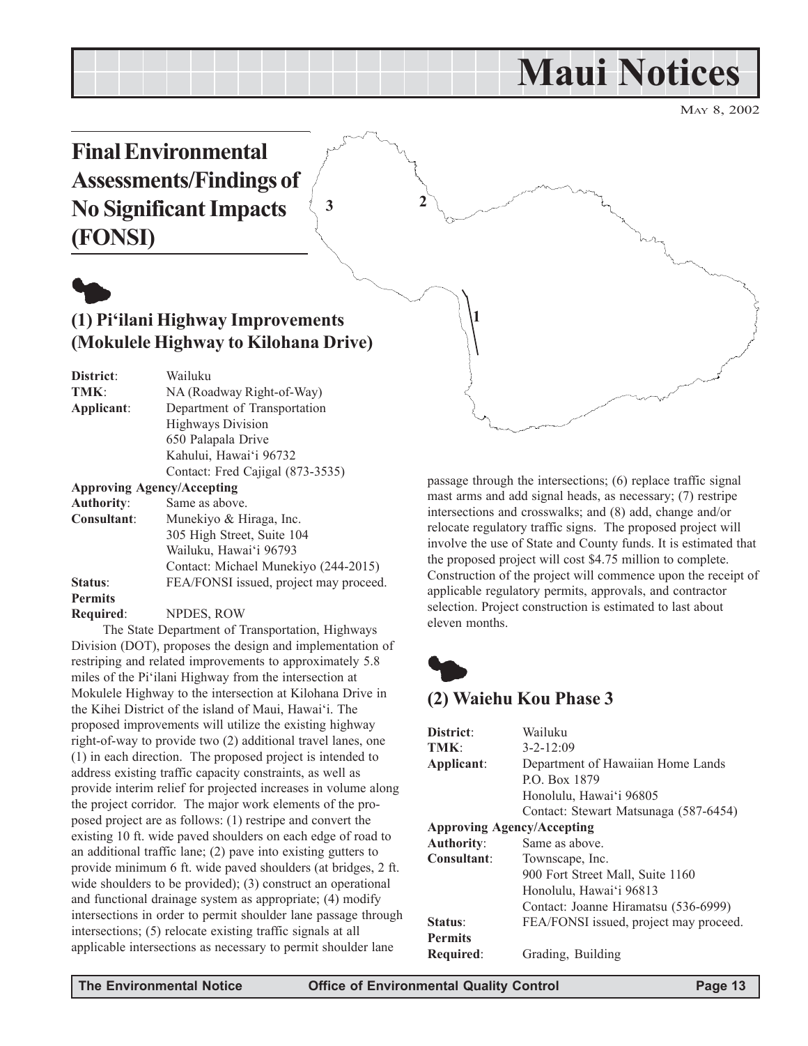# Maui Notices

May 8, 2002

## Final Environmental Assessments/Findings of No Significant Impacts (FONSI)

### (1) Pi'ilani Highway Improvements (Mokulele Highway to Kilohana Drive)

**District**: Wailuku
**TMK**: NA (Roadway Right-of-Way)
**Applicant**: Department of Transportation
Highways Division
650 Palapala Drive
Kahului, Hawai'i 96732
Contact: Fred Cajigal (873-3535)
**Approving Agency/Accepting Authority**: Same as above.
**Consultant**: Munekiyo & Hiraga, Inc.
305 High Street, Suite 104
Wailuku, Hawai'i 96793
Contact: Michael Munekiyo (244-2015)
**Status**: FEA/FONSI issued, project may proceed.
**Permits Required**: NPDES, ROW

The State Department of Transportation, Highways Division (DOT), proposes the design and implementation of restriping and related improvements to approximately 5.8 miles of the Pi'ilani Highway from the intersection at Mokulele Highway to the intersection at Kilohana Drive in the Kihei District of the island of Maui, Hawai'i. The proposed improvements will utilize the existing highway right-of-way to provide two (2) additional travel lanes, one (1) in each direction. The proposed project is intended to address existing traffic capacity constraints, as well as provide interim relief for projected increases in volume along the project corridor. The major work elements of the proposed project are as follows: (1) restripe and convert the existing 10 ft. wide paved shoulders on each edge of road to an additional traffic lane; (2) pave into existing gutters to provide minimum 6 ft. wide paved shoulders (at bridges, 2 ft. wide shoulders to be provided); (3) construct an operational and functional drainage system as appropriate; (4) modify intersections in order to permit shoulder lane passage through intersections; (5) relocate existing traffic signals at all applicable intersections as necessary to permit shoulder lane passage through the intersections; (6) replace traffic signal mast arms and add signal heads, as necessary; (7) restripe intersections and crosswalks; and (8) add, change and/or relocate regulatory traffic signs. The proposed project will involve the use of State and County funds. It is estimated that the proposed project will cost $4.75 million to complete. Construction of the project will commence upon the receipt of applicable regulatory permits, approvals, and contractor selection. Project construction is estimated to last about eleven months.

### (2) Waiehu Kou Phase 3

**District**: Wailuku
**TMK**: 3-2-12:09
**Applicant**: Department of Hawaiian Home Lands
P.O. Box 1879
Honolulu, Hawai'i 96805
Contact: Stewart Matsunaga (587-6454)
**Approving Agency/Accepting Authority**: Same as above.
**Consultant**: Townscape, Inc.
900 Fort Street Mall, Suite 1160
Honolulu, Hawai'i 96813
Contact: Joanne Hiramatsu (536-6999)
**Status**: FEA/FONSI issued, project may proceed.
**Permits Required**: Grading, Building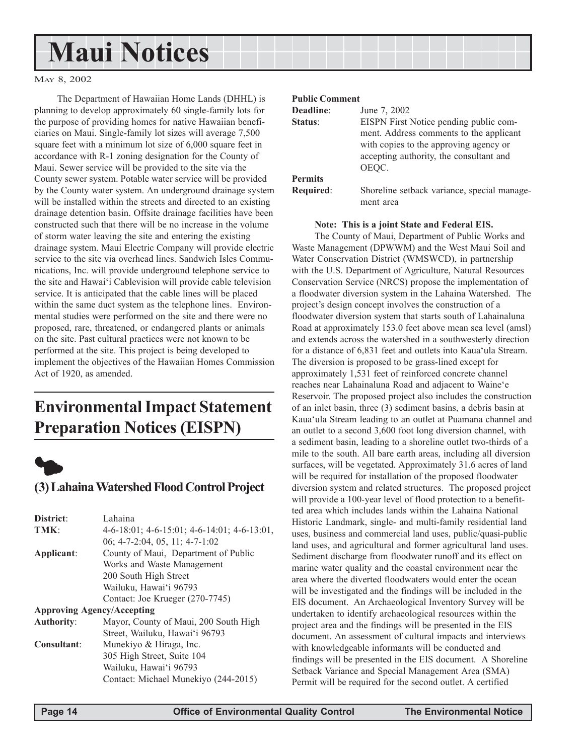# Maui Notices

May 8, 2002

The Department of Hawaiian Home Lands (DHHL) is planning to develop approximately 60 single-family lots for the purpose of providing homes for native Hawaiian beneficiaries on Maui. Single-family lot sizes will average 7,500 square feet with a minimum lot size of 6,000 square feet in accordance with R-1 zoning designation for the County of Maui. Sewer service will be provided to the site via the County sewer system. Potable water service will be provided by the County water system. An underground drainage system will be installed within the streets and directed to an existing drainage detention basin. Offsite drainage facilities have been constructed such that there will be no increase in the volume of storm water leaving the site and entering the existing drainage system. Maui Electric Company will provide electric service to the site via overhead lines. Sandwich Isles Communications, Inc. will provide underground telephone service to the site and Hawai'i Cablevision will provide cable television service. It is anticipated that the cable lines will be placed within the same duct system as the telephone lines. Environmental studies were performed on the site and there were no proposed, rare, threatened, or endangered plants or animals on the site. Past cultural practices were not known to be performed at the site. This project is being developed to implement the objectives of the Hawaiian Homes Commission Act of 1920, as amended.

## Environmental Impact Statement Preparation Notices (EISPN)

### (3) Lahaina Watershed Flood Control Project

**District**: Lahaina

**TMK**: 4-6-18:01; 4-6-15:01; 4-6-14:01; 4-6-13:01, 06; 4-7-2:04, 05, 11; 4-7-1:02

**Applicant**: County of Maui, Department of Public Works and Waste Management, 200 South High Street, Wailuku, Hawai'i 96793. Contact: Joe Krueger (270-7745)

**Approving Agency/Accepting Authority**: Mayor, County of Maui, 200 South High Street, Wailuku, Hawai'i 96793

**Consultant**: Munekiyo & Hiraga, Inc., 305 High Street, Suite 104, Wailuku, Hawai'i 96793. Contact: Michael Munekiyo (244-2015)

**Public Comment Deadline**: June 7, 2002

**Status**: EISPN First Notice pending public comment. Address comments to the applicant with copies to the approving agency or accepting authority, the consultant and OEQC.

**Permits Required**: Shoreline setback variance, special management area

**Note: This is a joint State and Federal EIS.**

The County of Maui, Department of Public Works and Waste Management (DPWWM) and the West Maui Soil and Water Conservation District (WMSWCD), in partnership with the U.S. Department of Agriculture, Natural Resources Conservation Service (NRCS) propose the implementation of a floodwater diversion system in the Lahaina Watershed. The project's design concept involves the construction of a floodwater diversion system that starts south of Lahainaluna Road at approximately 153.0 feet above mean sea level (amsl) and extends across the watershed in a southwesterly direction for a distance of 6,831 feet and outlets into Kaua'ula Stream. The diversion is proposed to be grass-lined except for approximately 1,531 feet of reinforced concrete channel reaches near Lahainaluna Road and adjacent to Waine'e Reservoir. The proposed project also includes the construction of an inlet basin, three (3) sediment basins, a debris basin at Kaua'ula Stream leading to an outlet at Puamana channel and an outlet to a second 3,600 foot long diversion channel, with a sediment basin, leading to a shoreline outlet two-thirds of a mile to the south. All bare earth areas, including all diversion surfaces, will be vegetated. Approximately 31.6 acres of land will be required for installation of the proposed floodwater diversion system and related structures. The proposed project will provide a 100-year level of flood protection to a benefitted area which includes lands within the Lahaina National Historic Landmark, single- and multi-family residential land uses, business and commercial land uses, public/quasi-public land uses, and agricultural and former agricultural land uses. Sediment discharge from floodwater runoff and its effect on marine water quality and the coastal environment near the area where the diverted floodwaters would enter the ocean will be investigated and the findings will be included in the EIS document. An Archaeological Inventory Survey will be undertaken to identify archaeological resources within the project area and the findings will be presented in the EIS document. An assessment of cultural impacts and interviews with knowledgeable informants will be conducted and findings will be presented in the EIS document. A Shoreline Setback Variance and Special Management Area (SMA) Permit will be required for the second outlet. A certified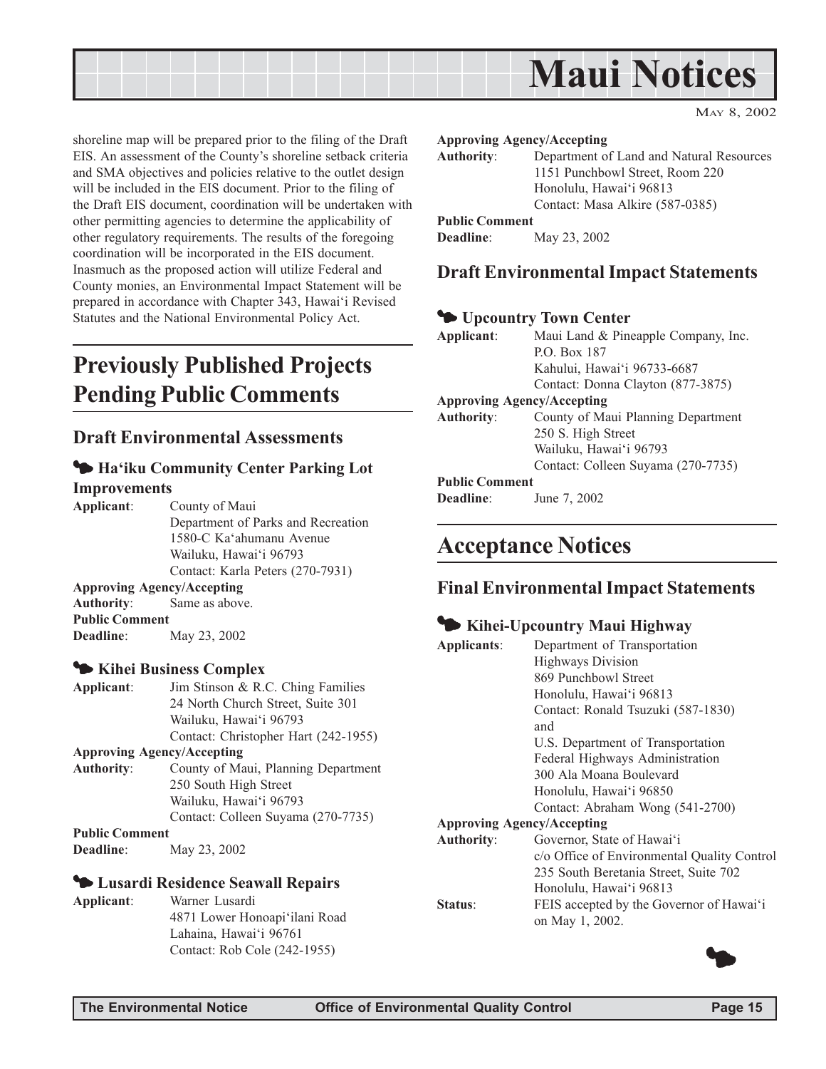shoreline map will be prepared prior to the filing of the Draft EIS. An assessment of the County's shoreline setback criteria and SMA objectives and policies relative to the outlet design will be included in the EIS document. Prior to the filing of the Draft EIS document, coordination will be undertaken with other permitting agencies to determine the applicability of other regulatory requirements. The results of the foregoing coordination will be incorporated in the EIS document. Inasmuch as the proposed action will utilize Federal and County monies, an Environmental Impact Statement will be prepared in accordance with Chapter 343, Hawai'i Revised Statutes and the National Environmental Policy Act.

# Previously Published Projects Pending Public Comments

## Draft Environmental Assessments

### Ha'iku Community Center Parking Lot Improvements

**Applicant**: County of Maui
Department of Parks and Recreation
1580-C Ka'ahumanu Avenue
Wailuku, Hawai'i 96793
Contact: Karla Peters (270-7931)

**Approving Agency/Accepting Authority**: Same as above.

**Public Comment Deadline**: May 23, 2002

### Kihei Business Complex

**Applicant**: Jim Stinson & R.C. Ching Families
24 North Church Street, Suite 301
Wailuku, Hawai'i 96793
Contact: Christopher Hart (242-1955)

**Approving Agency/Accepting Authority**: County of Maui, Planning Department
250 South High Street
Wailuku, Hawai'i 96793
Contact: Colleen Suyama (270-7735)

**Public Comment Deadline**: May 23, 2002

### Lusardi Residence Seawall Repairs

**Applicant**: Warner Lusardi
4871 Lower Honoapi'ilani Road
Lahaina, Hawai'i 96761
Contact: Rob Cole (242-1955)

**Approving Agency/Accepting Authority**: Department of Land and Natural Resources
1151 Punchbowl Street, Room 220
Honolulu, Hawai'i 96813
Contact: Masa Alkire (587-0385)

**Public Comment Deadline**: May 23, 2002

## Draft Environmental Impact Statements

### Upcountry Town Center

**Applicant**: Maui Land & Pineapple Company, Inc.
P.O. Box 187
Kahului, Hawai'i 96733-6687
Contact: Donna Clayton (877-3875)

**Approving Agency/Accepting Authority**: County of Maui Planning Department
250 S. High Street
Wailuku, Hawai'i 96793
Contact: Colleen Suyama (270-7735)

**Public Comment Deadline**: June 7, 2002

# Acceptance Notices

## Final Environmental Impact Statements

### Kihei-Upcountry Maui Highway

**Applicants**: Department of Transportation
Highways Division
869 Punchbowl Street
Honolulu, Hawai'i 96813
Contact: Ronald Tsuzuki (587-1830)
and
U.S. Department of Transportation
Federal Highways Administration
300 Ala Moana Boulevard
Honolulu, Hawai'i 96850
Contact: Abraham Wong (541-2700)

**Approving Agency/Accepting Authority**: Governor, State of Hawai'i
c/o Office of Environmental Quality Control
235 South Beretania Street, Suite 702
Honolulu, Hawai'i 96813

**Status**: FEIS accepted by the Governor of Hawai'i on May 1, 2002.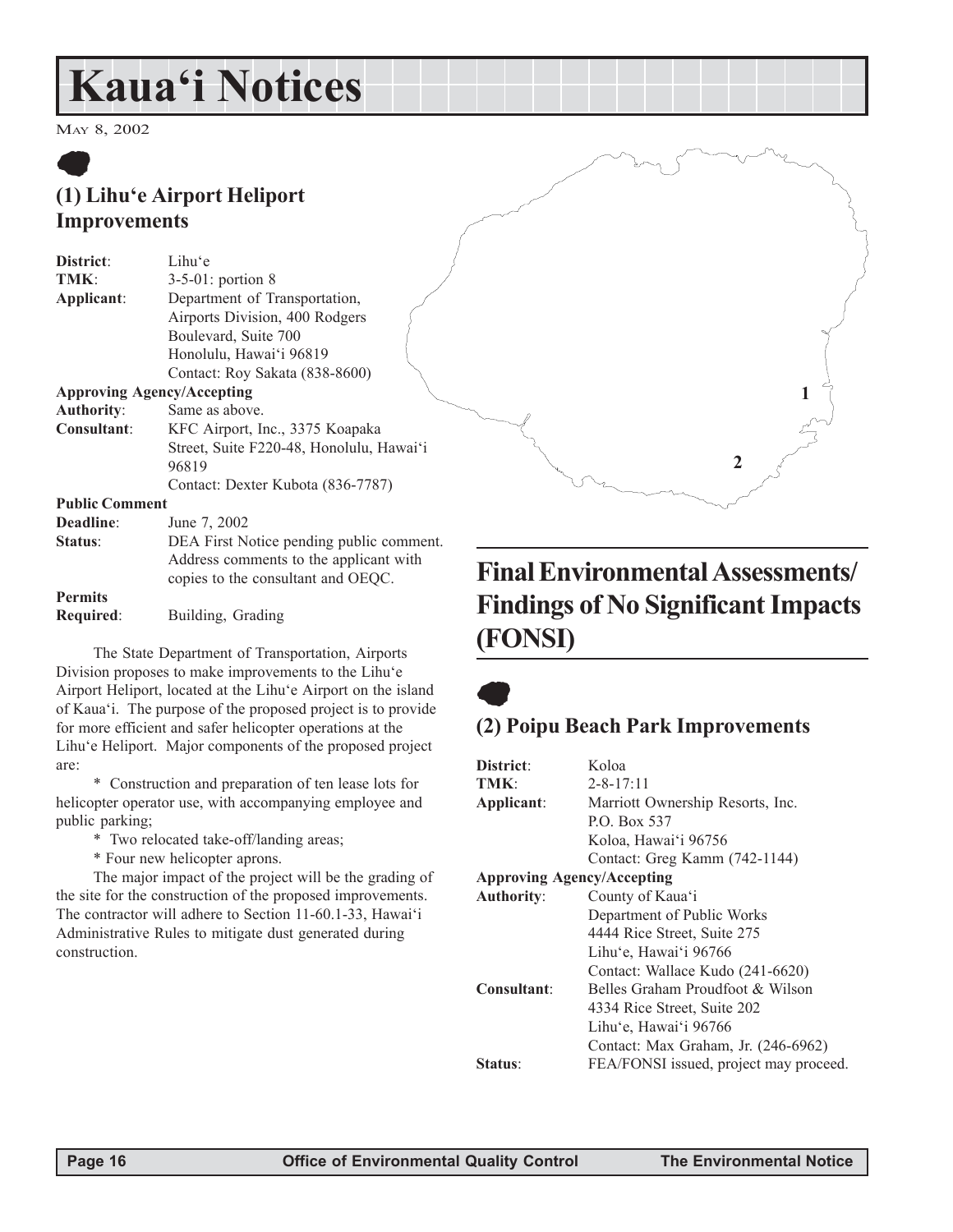# Kaua'i Notices

May 8, 2002

## (1) Lihu'e Airport Heliport Improvements

**District**: Lihu'e
**TMK**: 3-5-01: portion 8
**Applicant**: Department of Transportation, Airports Division, 400 Rodgers Boulevard, Suite 700 Honolulu, Hawai'i 96819 Contact: Roy Sakata (838-8600)
**Approving Agency/Accepting Authority**: Same as above.
**Consultant**: KFC Airport, Inc., 3375 Koapaka Street, Suite F220-48, Honolulu, Hawai'i 96819 Contact: Dexter Kubota (836-7787)
**Public Comment Deadline**: June 7, 2002
**Status**: DEA First Notice pending public comment. Address comments to the applicant with copies to the consultant and OEQC.
**Permits Required**: Building, Grading

The State Department of Transportation, Airports Division proposes to make improvements to the Lihu'e Airport Heliport, located at the Lihu'e Airport on the island of Kaua'i. The purpose of the proposed project is to provide for more efficient and safer helicopter operations at the Lihu'e Heliport. Major components of the proposed project are:

* Construction and preparation of ten lease lots for helicopter operator use, with accompanying employee and public parking;
* Two relocated take-off/landing areas;
* Four new helicopter aprons.

The major impact of the project will be the grading of the site for the construction of the proposed improvements. The contractor will adhere to Section 11-60.1-33, Hawai'i Administrative Rules to mitigate dust generated during construction.

# Final Environmental Assessments/ Findings of No Significant Impacts (FONSI)

## (2) Poipu Beach Park Improvements

**District**: Koloa
**TMK**: 2-8-17:11
**Applicant**: Marriott Ownership Resorts, Inc. P.O. Box 537 Koloa, Hawai'i 96756 Contact: Greg Kamm (742-1144)
**Approving Agency/Accepting Authority**: County of Kaua'i Department of Public Works 4444 Rice Street, Suite 275 Lihu'e, Hawai'i 96766 Contact: Wallace Kudo (241-6620)
**Consultant**: Belles Graham Proudfoot & Wilson 4334 Rice Street, Suite 202 Lihu'e, Hawai'i 96766 Contact: Max Graham, Jr. (246-6962)
**Status**: FEA/FONSI issued, project may proceed.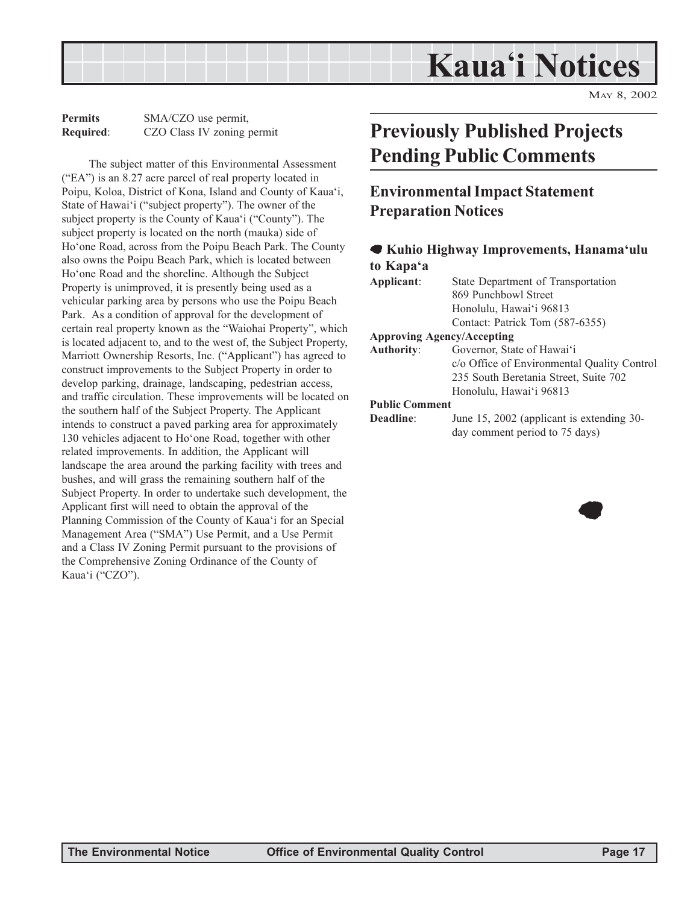**Permits Required**: SMA/CZO use permit, CZO Class IV zoning permit

The subject matter of this Environmental Assessment ("EA") is an 8.27 acre parcel of real property located in Poipu, Koloa, District of Kona, Island and County of Kaua'i, State of Hawai'i ("subject property"). The owner of the subject property is the County of Kaua'i ("County"). The subject property is located on the north (mauka) side of Ho'one Road, across from the Poipu Beach Park. The County also owns the Poipu Beach Park, which is located between Ho'one Road and the shoreline. Although the Subject Property is unimproved, it is presently being used as a vehicular parking area by persons who use the Poipu Beach Park. As a condition of approval for the development of certain real property known as the "Waiohai Property", which is located adjacent to, and to the west of, the Subject Property, Marriott Ownership Resorts, Inc. ("Applicant") has agreed to construct improvements to the Subject Property in order to develop parking, drainage, landscaping, pedestrian access, and traffic circulation. These improvements will be located on the southern half of the Subject Property. The Applicant intends to construct a paved parking area for approximately 130 vehicles adjacent to Ho'one Road, together with other related improvements. In addition, the Applicant will landscape the area around the parking facility with trees and bushes, and will grass the remaining southern half of the Subject Property. In order to undertake such development, the Applicant first will need to obtain the approval of the Planning Commission of the County of Kaua'i for an Special Management Area ("SMA") Use Permit, and a Use Permit and a Class IV Zoning Permit pursuant to the provisions of the Comprehensive Zoning Ordinance of the County of Kaua'i ("CZO").

# Previously Published Projects Pending Public Comments

## Environmental Impact Statement Preparation Notices

### Kuhio Highway Improvements, Hanama'ulu to Kapa'a

**Applicant**: State Department of Transportation
869 Punchbowl Street
Honolulu, Hawai'i 96813
Contact: Patrick Tom (587-6355)

**Approving Agency/Accepting Authority**: Governor, State of Hawai'i
c/o Office of Environmental Quality Control
235 South Beretania Street, Suite 702
Honolulu, Hawai'i 96813

**Public Comment Deadline**: June 15, 2002 (applicant is extending 30-day comment period to 75 days)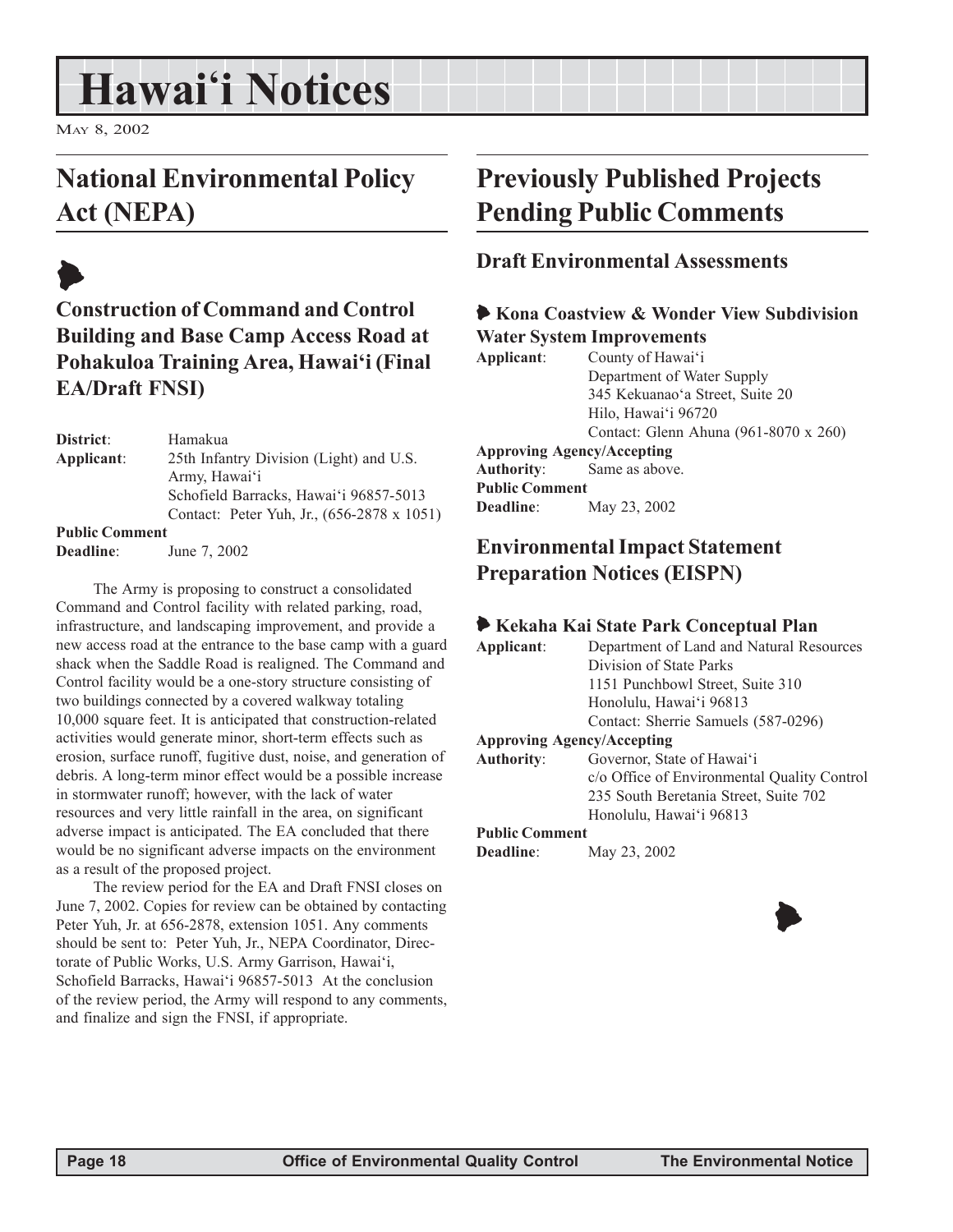# Hawai'i Notices

May 8, 2002

## National Environmental Policy Act (NEPA)

### Construction of Command and Control Building and Base Camp Access Road at Pohakuloa Training Area, Hawai'i (Final EA/Draft FNSI)

**District**: Hamakua
**Applicant**: 25th Infantry Division (Light) and U.S. Army, Hawai'i
Schofield Barracks, Hawai'i 96857-5013
Contact: Peter Yuh, Jr., (656-2878 x 1051)
**Public Comment Deadline**: June 7, 2002

The Army is proposing to construct a consolidated Command and Control facility with related parking, road, infrastructure, and landscaping improvement, and provide a new access road at the entrance to the base camp with a guard shack when the Saddle Road is realigned. The Command and Control facility would be a one-story structure consisting of two buildings connected by a covered walkway totaling 10,000 square feet. It is anticipated that construction-related activities would generate minor, short-term effects such as erosion, surface runoff, fugitive dust, noise, and generation of debris. A long-term minor effect would be a possible increase in stormwater runoff; however, with the lack of water resources and very little rainfall in the area, on significant adverse impact is anticipated. The EA concluded that there would be no significant adverse impacts on the environment as a result of the proposed project.

The review period for the EA and Draft FNSI closes on June 7, 2002. Copies for review can be obtained by contacting Peter Yuh, Jr. at 656-2878, extension 1051. Any comments should be sent to: Peter Yuh, Jr., NEPA Coordinator, Directorate of Public Works, U.S. Army Garrison, Hawai'i, Schofield Barracks, Hawai'i 96857-5013 At the conclusion of the review period, the Army will respond to any comments, and finalize and sign the FNSI, if appropriate.

## Previously Published Projects Pending Public Comments

### Draft Environmental Assessments

#### Kona Coastview & Wonder View Subdivision Water System Improvements

**Applicant**: County of Hawai'i
Department of Water Supply
345 Kekuanao'a Street, Suite 20
Hilo, Hawai'i 96720
Contact: Glenn Ahuna (961-8070 x 260)
**Approving Agency/Accepting Authority**: Same as above.
**Public Comment Deadline**: May 23, 2002

### Environmental Impact Statement Preparation Notices (EISPN)

#### Kekaha Kai State Park Conceptual Plan

**Applicant**: Department of Land and Natural Resources
Division of State Parks
1151 Punchbowl Street, Suite 310
Honolulu, Hawai'i 96813
Contact: Sherrie Samuels (587-0296)
**Approving Agency/Accepting Authority**: Governor, State of Hawai'i
c/o Office of Environmental Quality Control
235 South Beretania Street, Suite 702
Honolulu, Hawai'i 96813
**Public Comment Deadline**: May 23, 2002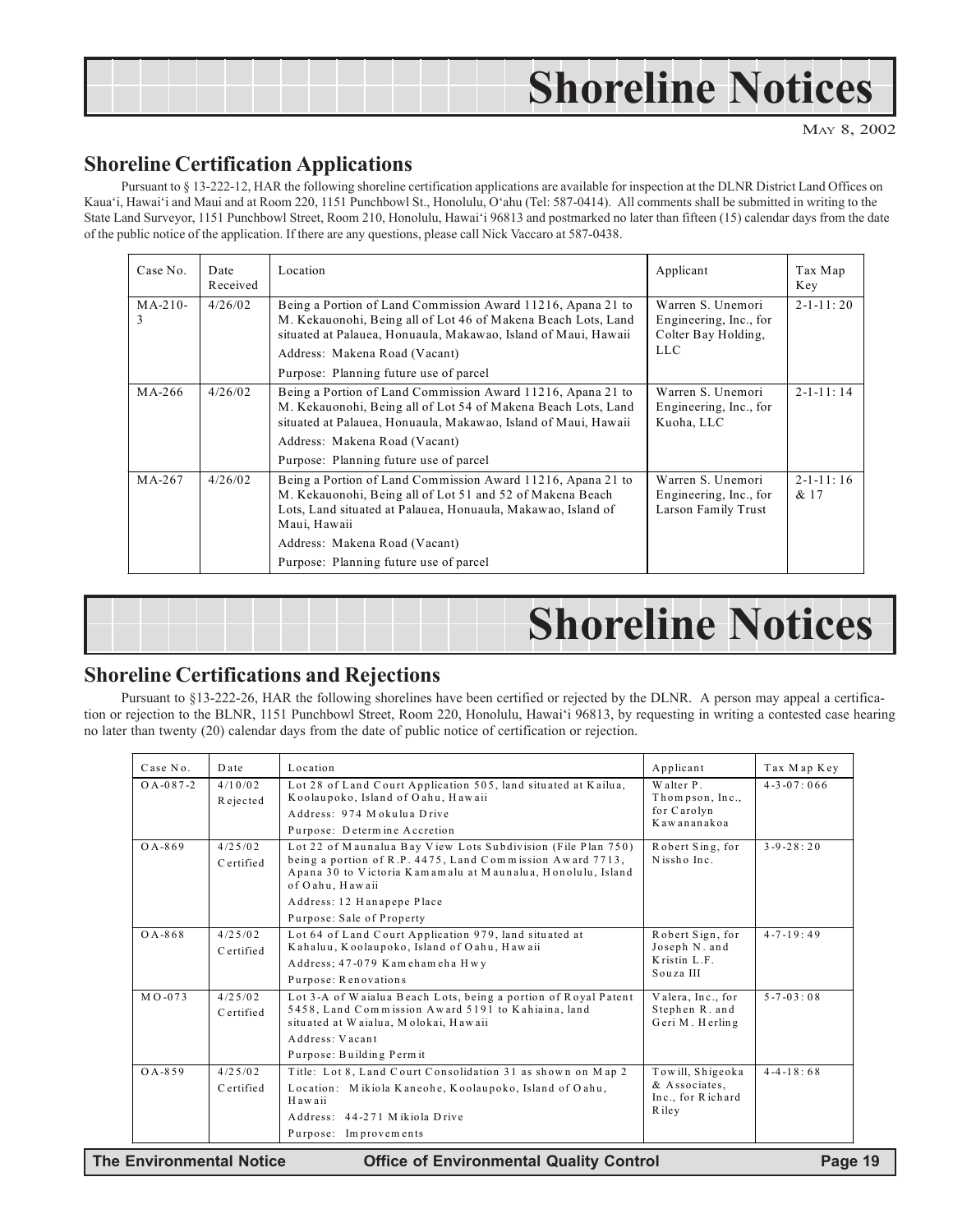# Shoreline Notices

May 8, 2002

## Shoreline Certification Applications

Pursuant to § 13-222-12, HAR the following shoreline certification applications are available for inspection at the DLNR District Land Offices on Kaua'i, Hawai'i and Maui and at Room 220, 1151 Punchbowl St., Honolulu, O'ahu (Tel: 587-0414). All comments shall be submitted in writing to the State Land Surveyor, 1151 Punchbowl Street, Room 210, Honolulu, Hawai'i 96813 and postmarked no later than fifteen (15) calendar days from the date of the public notice of the application. If there are any questions, please call Nick Vaccaro at 587-0438.

| Case No. | Date Received | Location | Applicant | Tax Map Key |
|---|---|---|---|---|
| MA-210-3 | 4/26/02 | Being a Portion of Land Commission Award 11216, Apana 21 to M. Kekauonohi, Being all of Lot 46 of Makena Beach Lots, Land situated at Palauea, Honuaula, Makawao, Island of Maui, Hawaii<br>Address: Makena Road (Vacant)<br>Purpose: Planning future use of parcel | Warren S. Unemori Engineering, Inc., for Colter Bay Holding, LLC | 2-1-11: 20 |
| MA-266 | 4/26/02 | Being a Portion of Land Commission Award 11216, Apana 21 to M. Kekauonohi, Being all of Lot 54 of Makena Beach Lots, Land situated at Palauea, Honuaula, Makawao, Island of Maui, Hawaii<br>Address: Makena Road (Vacant)<br>Purpose: Planning future use of parcel | Warren S. Unemori Engineering, Inc., for Kuoha, LLC | 2-1-11: 14 |
| MA-267 | 4/26/02 | Being a Portion of Land Commission Award 11216, Apana 21 to M. Kekauonohi, Being all of Lot 51 and 52 of Makena Beach Lots, Land situated at Palauea, Honuaula, Makawao, Island of Maui, Hawaii<br>Address: Makena Road (Vacant)<br>Purpose: Planning future use of parcel | Warren S. Unemori Engineering, Inc., for Larson Family Trust | 2-1-11: 16 & 17 |

# Shoreline Notices

## Shoreline Certifications and Rejections

Pursuant to §13-222-26, HAR the following shorelines have been certified or rejected by the DLNR. A person may appeal a certification or rejection to the BLNR, 1151 Punchbowl Street, Room 220, Honolulu, Hawai'i 96813, by requesting in writing a contested case hearing no later than twenty (20) calendar days from the date of public notice of certification or rejection.

| Case No. | Date | Location | Applicant | Tax Map Key |
|---|---|---|---|---|
| OA-087-2 | 4/10/02<br>Rejected | Lot 28 of Land Court Application 505, land situated at Kailua, Koolaupoko, Island of Oahu, Hawaii<br>Address: 974 Mokulua Drive<br>Purpose: Determine Accretion | Walter P. Thompson, Inc., for Carolyn Kawananakoa | 4-3-07: 066 |
| OA-869 | 4/25/02<br>Certified | Lot 22 of Maunalua Bay View Lots Subdivision (File Plan 750) being a portion of R.P. 4475, Land Commission Award 7713, Apana 30 to Victoria Kamamalu at Maunalua, Honolulu, Island of Oahu, Hawaii<br>Address: 12 Hanapepe Place<br>Purpose: Sale of Property | Robert Sing, for Nissho Inc. | 3-9-28: 20 |
| OA-868 | 4/25/02<br>Certified | Lot 64 of Land Court Application 979, land situated at Kahaluu, Koolaupoko, Island of Oahu, Hawaii<br>Address; 47-079 Kamehameha Hwy<br>Purpose: Renovations | Robert Sign, for Joseph N. and Kristin L.F. Souza III | 4-7-19: 49 |
| MO-073 | 4/25/02<br>Certified | Lot 3-A of Waialua Beach Lots, being a portion of Royal Patent 5458, Land Commission Award 5191 to Kahiaina, land situated at Waialua, Molokai, Hawaii<br>Address: Vacant<br>Purpose: Building Permit | Valera, Inc., for Stephen R. and Geri M. Herling | 5-7-03: 08 |
| OA-859 | 4/25/02<br>Certified | Title: Lot 8, Land Court Consolidation 31 as shown on Map 2<br>Location: Mikiola Kaneohe, Koolaupoko, Island of Oahu, Hawaii<br>Address: 44-271 Mikiola Drive<br>Purpose: Improvements | Towill, Shigeoka & Associates, Inc., for Richard Riley | 4-4-18: 68 |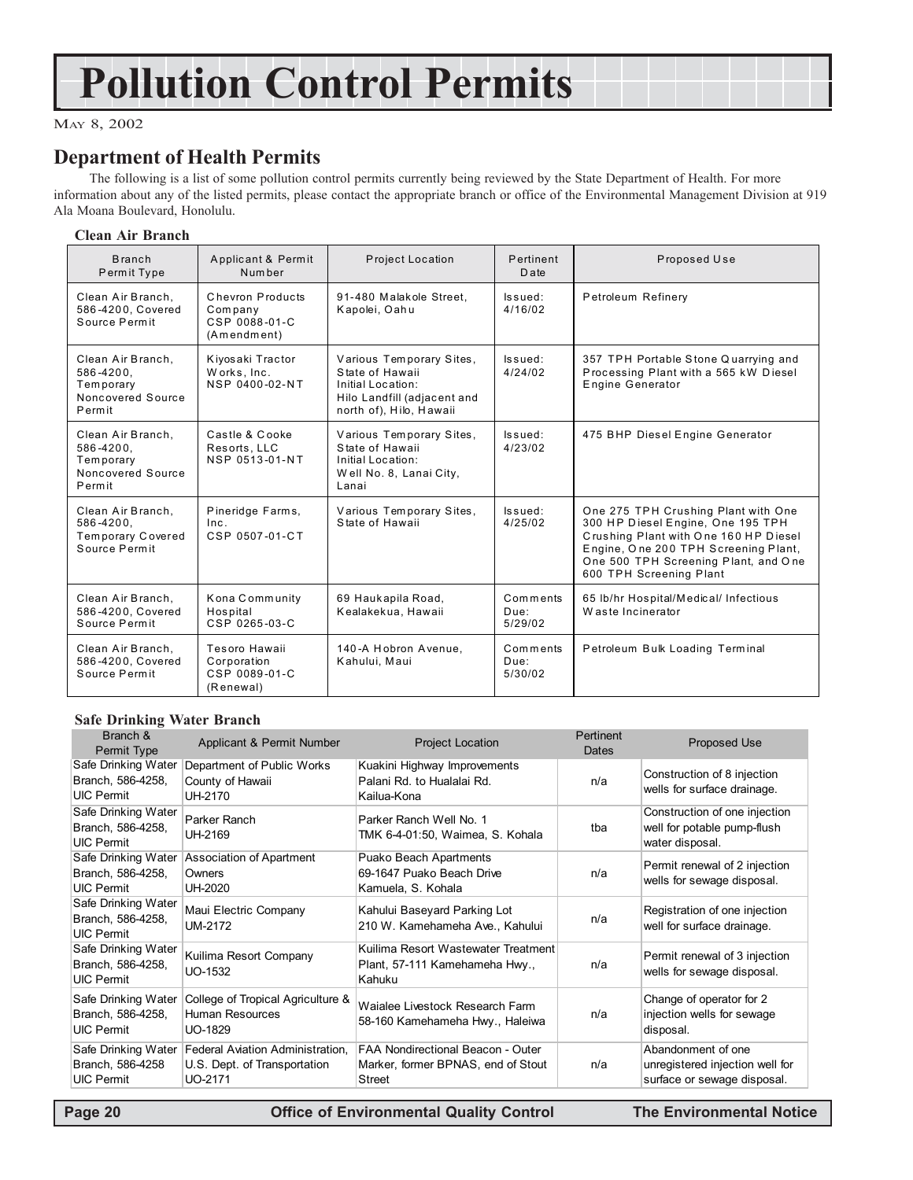# Pollution Control Permits

May 8, 2002

## Department of Health Permits

The following is a list of some pollution control permits currently being reviewed by the State Department of Health. For more information about any of the listed permits, please contact the appropriate branch or office of the Environmental Management Division at 919 Ala Moana Boulevard, Honolulu.

### Clean Air Branch

| Branch Permit Type | Applicant & Permit Number | Project Location | Pertinent Date | Proposed Use |
|---|---|---|---|---|
| Clean Air Branch, 586-4200, Covered Source Permit | Chevron Products Company CSP 0088-01-C (Amendment) | 91-480 Malakole Street, Kapolei, Oahu | Issued: 4/16/02 | Petroleum Refinery |
| Clean Air Branch, 586-4200, Temporary Noncovered Source Permit | Kiyosaki Tractor Works, Inc. NSP 0400-02-NT | Various Temporary Sites, State of Hawaii Initial Location: Hilo Landfill (adjacent and north of), Hilo, Hawaii | Issued: 4/24/02 | 357 TPH Portable Stone Quarrying and Processing Plant with a 565 kW Diesel Engine Generator |
| Clean Air Branch, 586-4200, Temporary Noncovered Source Permit | Castle & Cooke Resorts, LLC NSP 0513-01-NT | Various Temporary Sites, State of Hawaii Initial Location: Well No. 8, Lanai City, Lanai | Issued: 4/23/02 | 475 BHP Diesel Engine Generator |
| Clean Air Branch, 586-4200, Temporary Covered Source Permit | Pineridge Farms, Inc. CSP 0507-01-CT | Various Temporary Sites, State of Hawaii | Issued: 4/25/02 | One 275 TPH Crushing Plant with One 300 HP Diesel Engine, One 195 TPH Crushing Plant with One 160 HP Diesel Engine, One 200 TPH Screening Plant, One 500 TPH Screening Plant, and One 600 TPH Screening Plant |
| Clean Air Branch, 586-4200, Covered Source Permit | Kona Community Hospital CSP 0265-03-C | 69 Haukapila Road, Kealakekua, Hawaii | Comments Due: 5/29/02 | 65 lb/hr Hospital/Medical/ Infectious Waste Incinerator |
| Clean Air Branch, 586-4200, Covered Source Permit | Tesoro Hawaii Corporation CSP 0089-01-C (Renewal) | 140-A Hobron Avenue, Kahului, Maui | Comments Due: 5/30/02 | Petroleum Bulk Loading Terminal |

### Safe Drinking Water Branch

| Branch & Permit Type | Applicant & Permit Number | Project Location | Pertinent Dates | Proposed Use |
|---|---|---|---|---|
| Safe Drinking Water Branch, 586-4258, UIC Permit | Department of Public Works County of Hawaii UH-2170 | Kuakini Highway Improvements Palani Rd. to Hualalai Rd. Kailua-Kona | n/a | Construction of 8 injection wells for surface drainage. |
| Safe Drinking Water Branch, 586-4258, UIC Permit | Parker Ranch UH-2169 | Parker Ranch Well No. 1 TMK 6-4-01:50, Waimea, S. Kohala | tba | Construction of one injection well for potable pump-flush water disposal. |
| Safe Drinking Water Branch, 586-4258, UIC Permit | Association of Apartment Owners UH-2020 | Puako Beach Apartments 69-1647 Puako Beach Drive Kamuela, S. Kohala | n/a | Permit renewal of 2 injection wells for sewage disposal. |
| Safe Drinking Water Branch, 586-4258, UIC Permit | Maui Electric Company UM-2172 | Kahului Baseyard Parking Lot 210 W. Kamehameha Ave., Kahului | n/a | Registration of one injection well for surface drainage. |
| Safe Drinking Water Branch, 586-4258, UIC Permit | Kuilima Resort Company UO-1532 | Kuilima Resort Wastewater Treatment Plant, 57-111 Kamehameha Hwy., Kahuku | n/a | Permit renewal of 3 injection wells for sewage disposal. |
| Safe Drinking Water Branch, 586-4258, UIC Permit | College of Tropical Agriculture & Human Resources UO-1829 | Waialee Livestock Research Farm 58-160 Kamehameha Hwy., Haleiwa | n/a | Change of operator for 2 injection wells for sewage disposal. |
| Safe Drinking Water Branch, 586-4258 UIC Permit | Federal Aviation Administration, U.S. Dept. of Transportation UO-2171 | FAA Nondirectional Beacon - Outer Marker, former BPNAS, end of Stout Street | n/a | Abandonment of one unregistered injection well for surface or sewage disposal. |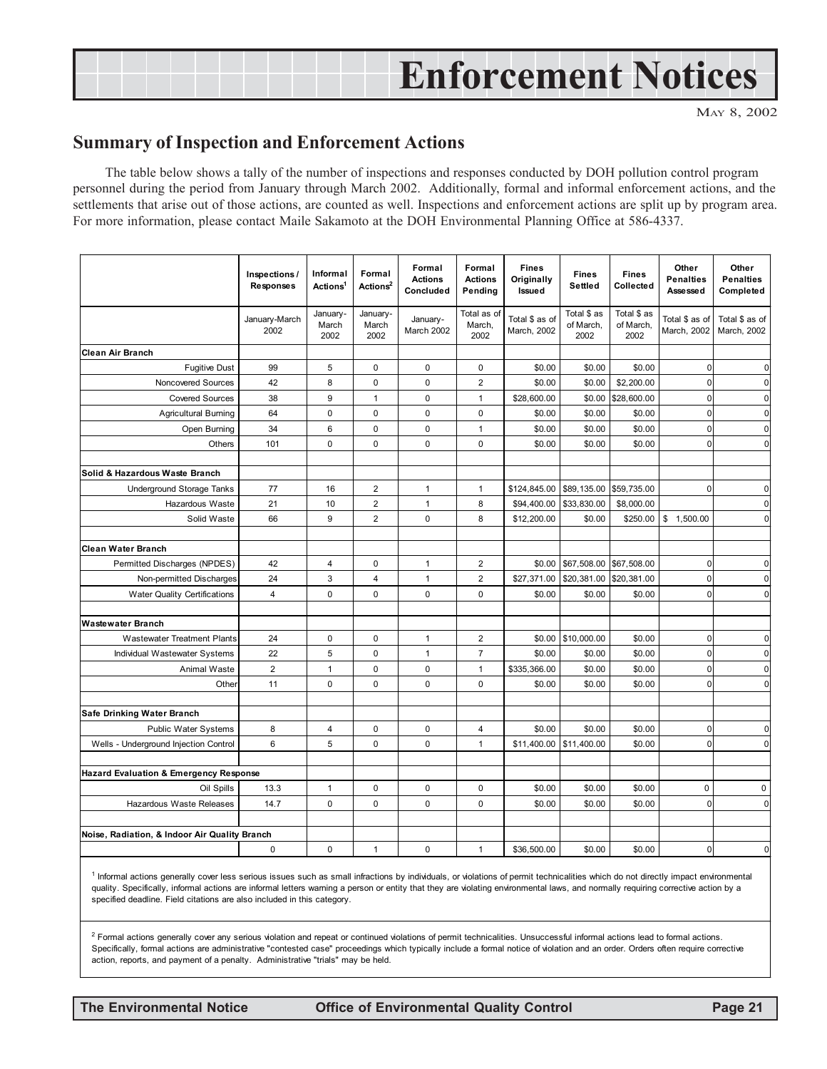# Enforcement Notices

May 8, 2002

## Summary of Inspection and Enforcement Actions

The table below shows a tally of the number of inspections and responses conducted by DOH pollution control program personnel during the period from January through March 2002. Additionally, formal and informal enforcement actions, and the settlements that arise out of those actions, are counted as well. Inspections and enforcement actions are split up by program area. For more information, please contact Maile Sakamoto at the DOH Environmental Planning Office at 586-4337.

| | Inspections / Responses | Informal Actions[1] | Formal Actions[2] | Formal Actions Concluded | Formal Actions Pending | Fines Originally Issued | Fines Settled | Fines Collected | Other Penalties Assessed | Other Penalties Completed |
|---|---|---|---|---|---|---|---|---|---|---|
| | January-March 2002 | January-March 2002 | January-March 2002 | January-March 2002 | Total as of March, 2002 | Total $ as of March, 2002 | Total $ as of March, 2002 | Total $ as of March, 2002 | Total $ as of March, 2002 | Total $ as of March, 2002 |
| **Clean Air Branch** | | | | | | | | | | |
| Fugitive Dust | 99 | 5 | 0 | 0 | 0 | $0.00 | $0.00 | $0.00 | 0 | 0 |
| Noncovered Sources | 42 | 8 | 0 | 0 | 2 | $0.00 | $0.00 | $2,200.00 | 0 | 0 |
| Covered Sources | 38 | 9 | 1 | 0 | 1 | $28,600.00 | $0.00 | $28,600.00 | 0 | 0 |
| Agricultural Burning | 64 | 0 | 0 | 0 | 0 | $0.00 | $0.00 | $0.00 | 0 | 0 |
| Open Burning | 34 | 6 | 0 | 0 | 1 | $0.00 | $0.00 | $0.00 | 0 | 0 |
| Others | 101 | 0 | 0 | 0 | 0 | $0.00 | $0.00 | $0.00 | 0 | 0 |
| | | | | | | | | | | |
| **Solid & Hazardous Waste Branch** | | | | | | | | | | |
| Underground Storage Tanks | 77 | 16 | 2 | 1 | 1 | $124,845.00 | $89,135.00 | $59,735.00 | 0 | 0 |
| Hazardous Waste | 21 | 10 | 2 | 1 | 8 | $94,400.00 | $33,830.00 | $8,000.00 | | 0 |
| Solid Waste | 66 | 9 | 2 | 0 | 8 | $12,200.00 | $0.00 | $250.00 | $ 1,500.00 | 0 |
| | | | | | | | | | | |
| **Clean Water Branch** | | | | | | | | | | |
| Permitted Discharges (NPDES) | 42 | 4 | 0 | 1 | 2 | $0.00 | $67,508.00 | $67,508.00 | 0 | 0 |
| Non-permitted Discharges | 24 | 3 | 4 | 1 | 2 | $27,371.00 | $20,381.00 | $20,381.00 | 0 | 0 |
| Water Quality Certifications | 4 | 0 | 0 | 0 | 0 | $0.00 | $0.00 | $0.00 | 0 | 0 |
| | | | | | | | | | | |
| **Wastewater Branch** | | | | | | | | | | |
| Wastewater Treatment Plants | 24 | 0 | 0 | 1 | 2 | $0.00 | $10,000.00 | $0.00 | 0 | 0 |
| Individual Wastewater Systems | 22 | 5 | 0 | 1 | 7 | $0.00 | $0.00 | $0.00 | 0 | 0 |
| Animal Waste | 2 | 1 | 0 | 0 | 1 | $335,366.00 | $0.00 | $0.00 | 0 | 0 |
| Other | 11 | 0 | 0 | 0 | 0 | $0.00 | $0.00 | $0.00 | 0 | 0 |
| | | | | | | | | | | |
| **Safe Drinking Water Branch** | | | | | | | | | | |
| Public Water Systems | 8 | 4 | 0 | 0 | 4 | $0.00 | $0.00 | $0.00 | 0 | 0 |
| Wells - Underground Injection Control | 6 | 5 | 0 | 0 | 1 | $11,400.00 | $11,400.00 | $0.00 | 0 | 0 |
| | | | | | | | | | | |
| **Hazard Evaluation & Emergency Response** | | | | | | | | | | |
| Oil Spills | 13.3 | 1 | 0 | 0 | 0 | $0.00 | $0.00 | $0.00 | 0 | 0 |
| Hazardous Waste Releases | 14.7 | 0 | 0 | 0 | 0 | $0.00 | $0.00 | $0.00 | 0 | 0 |
| | | | | | | | | | | |
| **Noise, Radiation, & Indoor Air Quality Branch** | | | | | | | | | | |
| | 0 | 0 | 1 | 0 | 1 | $36,500.00 | $0.00 | $0.00 | 0 | 0 |

[1] Informal actions generally cover less serious issues such as small infractions by individuals, or violations of permit technicalities which do not directly impact environmental quality. Specifically, informal actions are informal letters warning a person or entity that they are violating environmental laws, and normally requiring corrective action by a specified deadline. Field citations are also included in this category.

[2] Formal actions generally cover any serious violation and repeat or continued violations of permit technicalities. Unsuccessful informal actions lead to formal actions. Specifically, formal actions are administrative "contested case" proceedings which typically include a formal notice of violation and an order. Orders often require corrective action, reports, and payment of a penalty. Administrative "trials" may be held.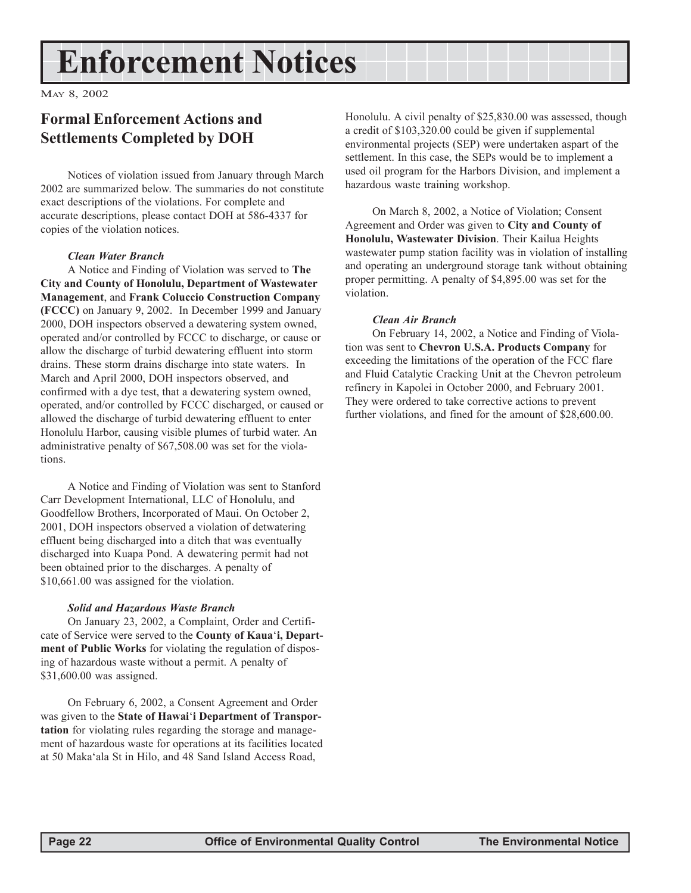# Enforcement Notices

May 8, 2002

## Formal Enforcement Actions and Settlements Completed by DOH

Notices of violation issued from January through March 2002 are summarized below. The summaries do not constitute exact descriptions of the violations. For complete and accurate descriptions, please contact DOH at 586-4337 for copies of the violation notices.

### *Clean Water Branch*

A Notice and Finding of Violation was served to **The City and County of Honolulu, Department of Wastewater Management**, and **Frank Coluccio Construction Company (FCCC)** on January 9, 2002. In December 1999 and January 2000, DOH inspectors observed a dewatering system owned, operated and/or controlled by FCCC to discharge, or cause or allow the discharge of turbid dewatering effluent into storm drains. These storm drains discharge into state waters. In March and April 2000, DOH inspectors observed, and confirmed with a dye test, that a dewatering system owned, operated, and/or controlled by FCCC discharged, or caused or allowed the discharge of turbid dewatering effluent to enter Honolulu Harbor, causing visible plumes of turbid water. An administrative penalty of $67,508.00 was set for the violations.

A Notice and Finding of Violation was sent to Stanford Carr Development International, LLC of Honolulu, and Goodfellow Brothers, Incorporated of Maui. On October 2, 2001, DOH inspectors observed a violation of detwatering effluent being discharged into a ditch that was eventually discharged into Kuapa Pond. A dewatering permit had not been obtained prior to the discharges. A penalty of $10,661.00 was assigned for the violation.

### *Solid and Hazardous Waste Branch*

On January 23, 2002, a Complaint, Order and Certificate of Service were served to the **County of Kaua'i, Department of Public Works** for violating the regulation of disposing of hazardous waste without a permit. A penalty of $31,600.00 was assigned.

On February 6, 2002, a Consent Agreement and Order was given to the **State of Hawai'i Department of Transportation** for violating rules regarding the storage and management of hazardous waste for operations at its facilities located at 50 Maka'ala St in Hilo, and 48 Sand Island Access Road, Honolulu. A civil penalty of $25,830.00 was assessed, though a credit of $103,320.00 could be given if supplemental environmental projects (SEP) were undertaken aspart of the settlement. In this case, the SEPs would be to implement a used oil program for the Harbors Division, and implement a hazardous waste training workshop.

On March 8, 2002, a Notice of Violation; Consent Agreement and Order was given to **City and County of Honolulu, Wastewater Division**. Their Kailua Heights wastewater pump station facility was in violation of installing and operating an underground storage tank without obtaining proper permitting. A penalty of $4,895.00 was set for the violation.

### *Clean Air Branch*

On February 14, 2002, a Notice and Finding of Violation was sent to **Chevron U.S.A. Products Company** for exceeding the limitations of the operation of the FCC flare and Fluid Catalytic Cracking Unit at the Chevron petroleum refinery in Kapolei in October 2000, and February 2001. They were ordered to take corrective actions to prevent further violations, and fined for the amount of $28,600.00.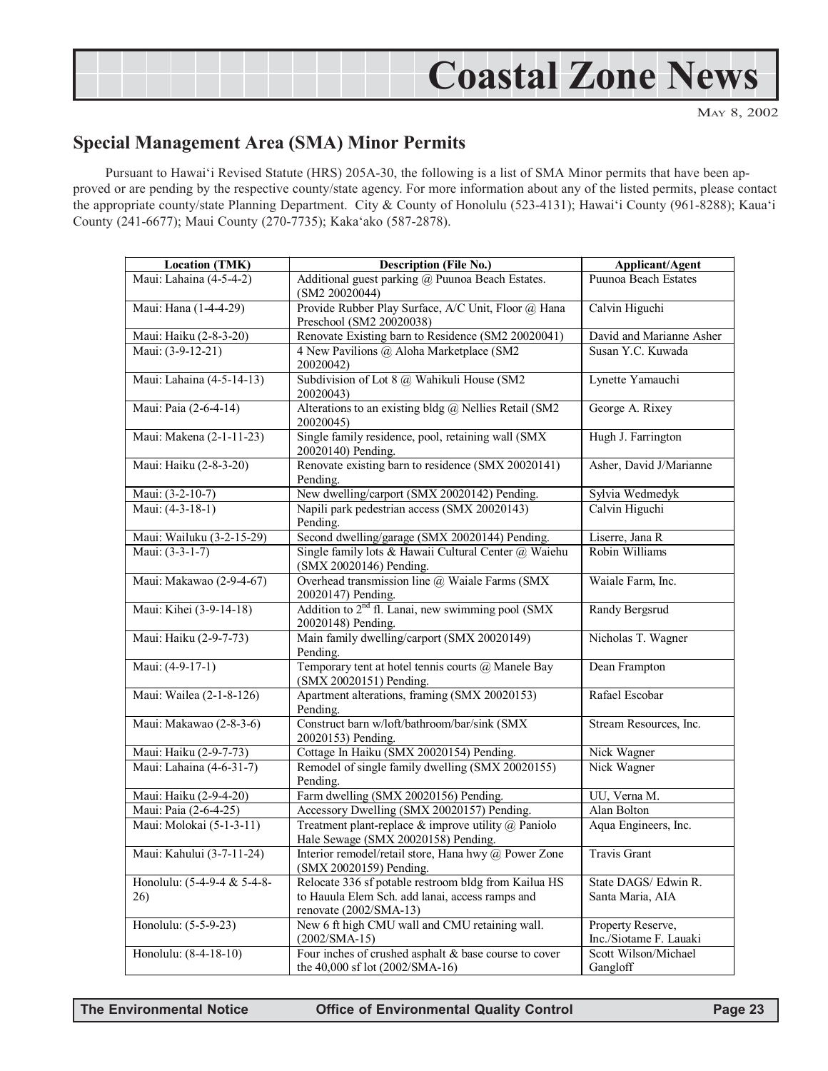## Special Management Area (SMA) Minor Permits

Pursuant to Hawaiʻi Revised Statute (HRS) 205A-30, the following is a list of SMA Minor permits that have been approved or are pending by the respective county/state agency. For more information about any of the listed permits, please contact the appropriate county/state Planning Department. City & County of Honolulu (523-4131); Hawaiʻi County (961-8288); Kauaʻi County (241-6677); Maui County (270-7735); Kakaʻako (587-2878).

| Location (TMK) | Description (File No.) | Applicant/Agent |
|---|---|---|
| Maui: Lahaina (4-5-4-2) | Additional guest parking @ Puunoa Beach Estates. (SM2 20020044) | Puunoa Beach Estates |
| Maui: Hana (1-4-4-29) | Provide Rubber Play Surface, A/C Unit, Floor @ Hana Preschool (SM2 20020038) | Calvin Higuchi |
| Maui: Haiku (2-8-3-20) | Renovate Existing barn to Residence (SM2 20020041) | David and Marianne Asher |
| Maui: (3-9-12-21) | 4 New Pavilions @ Aloha Marketplace (SM2 20020042) | Susan Y.C. Kuwada |
| Maui: Lahaina (4-5-14-13) | Subdivision of Lot 8 @ Wahikuli House (SM2 20020043) | Lynette Yamauchi |
| Maui: Paia (2-6-4-14) | Alterations to an existing bldg @ Nellies Retail (SM2 20020045) | George A. Rixey |
| Maui: Makena (2-1-11-23) | Single family residence, pool, retaining wall (SMX 20020140) Pending. | Hugh J. Farrington |
| Maui: Haiku (2-8-3-20) | Renovate existing barn to residence (SMX 20020141) Pending. | Asher, David J/Marianne |
| Maui: (3-2-10-7) | New dwelling/carport (SMX 20020142) Pending. | Sylvia Wedmedyk |
| Maui: (4-3-18-1) | Napili park pedestrian access (SMX 20020143) Pending. | Calvin Higuchi |
| Maui: Wailuku (3-2-15-29) | Second dwelling/garage (SMX 20020144) Pending. | Liserre, Jana R |
| Maui: (3-3-1-7) | Single family lots & Hawaii Cultural Center @ Waiehu (SMX 20020146) Pending. | Robin Williams |
| Maui: Makawao (2-9-4-67) | Overhead transmission line @ Waiale Farms (SMX 20020147) Pending. | Waiale Farm, Inc. |
| Maui: Kihei (3-9-14-18) | Addition to 2nd fl. Lanai, new swimming pool (SMX 20020148) Pending. | Randy Bergsrud |
| Maui: Haiku (2-9-7-73) | Main family dwelling/carport (SMX 20020149) Pending. | Nicholas T. Wagner |
| Maui: (4-9-17-1) | Temporary tent at hotel tennis courts @ Manele Bay (SMX 20020151) Pending. | Dean Frampton |
| Maui: Wailea (2-1-8-126) | Apartment alterations, framing (SMX 20020153) Pending. | Rafael Escobar |
| Maui: Makawao (2-8-3-6) | Construct barn w/loft/bathroom/bar/sink (SMX 20020153) Pending. | Stream Resources, Inc. |
| Maui: Haiku (2-9-7-73) | Cottage In Haiku (SMX 20020154) Pending. | Nick Wagner |
| Maui: Lahaina (4-6-31-7) | Remodel of single family dwelling (SMX 20020155) Pending. | Nick Wagner |
| Maui: Haiku (2-9-4-20) | Farm dwelling (SMX 20020156) Pending. | UU, Verna M. |
| Maui: Paia (2-6-4-25) | Accessory Dwelling (SMX 20020157) Pending. | Alan Bolton |
| Maui: Molokai (5-1-3-11) | Treatment plant-replace & improve utility @ Paniolo Hale Sewage (SMX 20020158) Pending. | Aqua Engineers, Inc. |
| Maui: Kahului (3-7-11-24) | Interior remodel/retail store, Hana hwy @ Power Zone (SMX 20020159) Pending. | Travis Grant |
| Honolulu: (5-4-9-4 & 5-4-8-26) | Relocate 336 sf potable restroom bldg from Kailua HS to Hauula Elem Sch. add lanai, access ramps and renovate (2002/SMA-13) | State DAGS/ Edwin R. Santa Maria, AIA |
| Honolulu: (5-5-9-23) | New 6 ft high CMU wall and CMU retaining wall. (2002/SMA-15) | Property Reserve, Inc./Siotame F. Lauaki |
| Honolulu: (8-4-18-10) | Four inches of crushed asphalt & base course to cover the 40,000 sf lot (2002/SMA-16) | Scott Wilson/Michael Gangloff |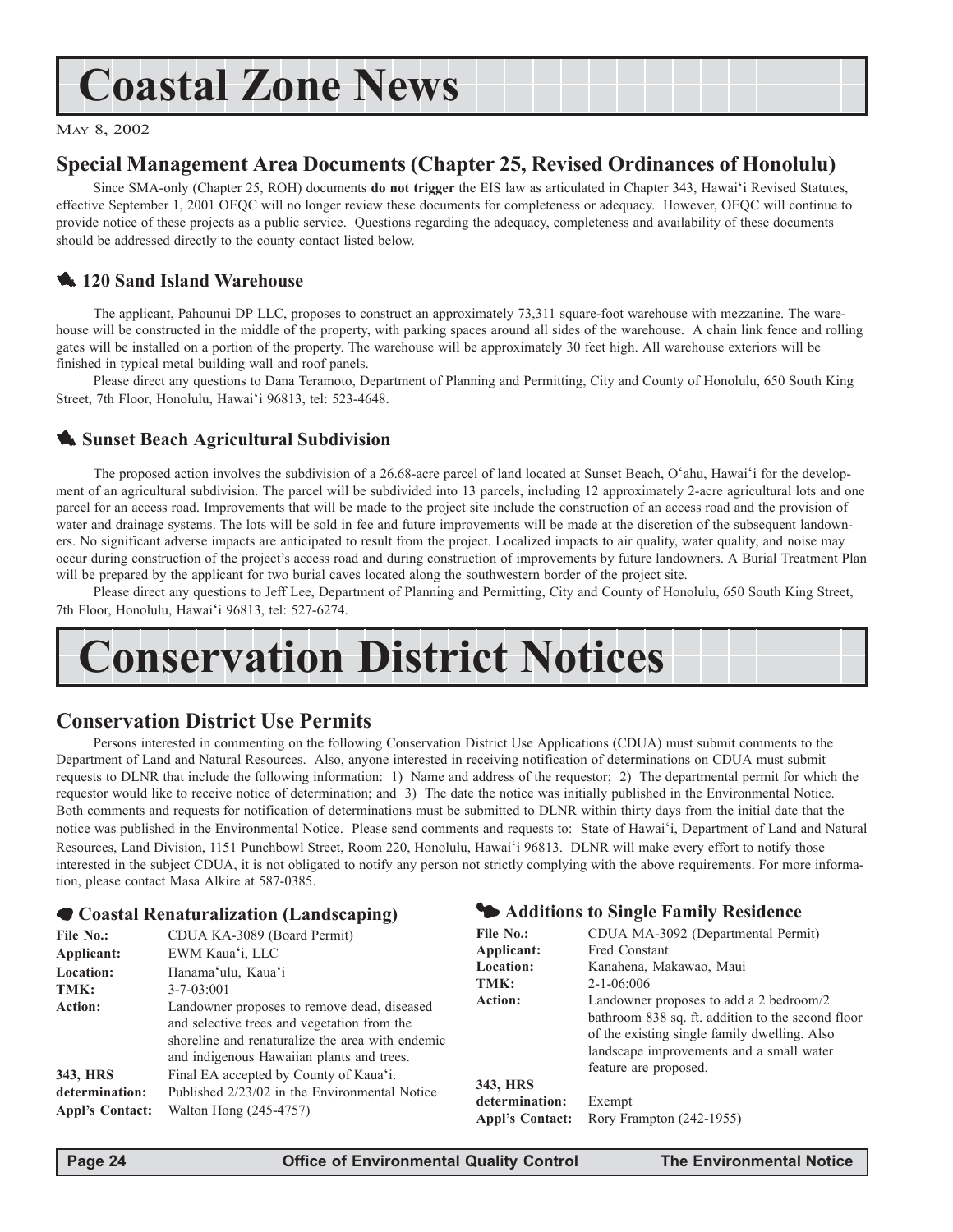# Coastal Zone News

May 8, 2002

## Special Management Area Documents (Chapter 25, Revised Ordinances of Honolulu)

Since SMA-only (Chapter 25, ROH) documents **do not trigger** the EIS law as articulated in Chapter 343, Hawai'i Revised Statutes, effective September 1, 2001 OEQC will no longer review these documents for completeness or adequacy. However, OEQC will continue to provide notice of these projects as a public service. Questions regarding the adequacy, completeness and availability of these documents should be addressed directly to the county contact listed below.

### 120 Sand Island Warehouse

The applicant, Pahounui DP LLC, proposes to construct an approximately 73,311 square-foot warehouse with mezzanine. The warehouse will be constructed in the middle of the property, with parking spaces around all sides of the warehouse. A chain link fence and rolling gates will be installed on a portion of the property. The warehouse will be approximately 30 feet high. All warehouse exteriors will be finished in typical metal building wall and roof panels.

Please direct any questions to Dana Teramoto, Department of Planning and Permitting, City and County of Honolulu, 650 South King Street, 7th Floor, Honolulu, Hawai'i 96813, tel: 523-4648.

### Sunset Beach Agricultural Subdivision

The proposed action involves the subdivision of a 26.68-acre parcel of land located at Sunset Beach, O'ahu, Hawai'i for the development of an agricultural subdivision. The parcel will be subdivided into 13 parcels, including 12 approximately 2-acre agricultural lots and one parcel for an access road. Improvements that will be made to the project site include the construction of an access road and the provision of water and drainage systems. The lots will be sold in fee and future improvements will be made at the discretion of the subsequent landowners. No significant adverse impacts are anticipated to result from the project. Localized impacts to air quality, water quality, and noise may occur during construction of the project's access road and during construction of improvements by future landowners. A Burial Treatment Plan will be prepared by the applicant for two burial caves located along the southwestern border of the project site.

Please direct any questions to Jeff Lee, Department of Planning and Permitting, City and County of Honolulu, 650 South King Street, 7th Floor, Honolulu, Hawai'i 96813, tel: 527-6274.

# Conservation District Notices

## Conservation District Use Permits

Persons interested in commenting on the following Conservation District Use Applications (CDUA) must submit comments to the Department of Land and Natural Resources. Also, anyone interested in receiving notification of determinations on CDUA must submit requests to DLNR that include the following information: 1) Name and address of the requestor; 2) The departmental permit for which the requestor would like to receive notice of determination; and 3) The date the notice was initially published in the Environmental Notice. Both comments and requests for notification of determinations must be submitted to DLNR within thirty days from the initial date that the notice was published in the Environmental Notice. Please send comments and requests to: State of Hawai'i, Department of Land and Natural Resources, Land Division, 1151 Punchbowl Street, Room 220, Honolulu, Hawai'i 96813. DLNR will make every effort to notify those interested in the subject CDUA, it is not obligated to notify any person not strictly complying with the above requirements. For more information, please contact Masa Alkire at 587-0385.

### Coastal Renaturalization (Landscaping)

**File No.:** CDUA KA-3089 (Board Permit)
**Applicant:** EWM Kaua'i, LLC
**Location:** Hanama'ulu, Kaua'i
**TMK:** 3-7-03:001
**Action:** Landowner proposes to remove dead, diseased and selective trees and vegetation from the shoreline and renaturalize the area with endemic and indigenous Hawaiian plants and trees.
**343, HRS determination:** Final EA accepted by County of Kaua'i. Published 2/23/02 in the Environmental Notice
**Appl's Contact:** Walton Hong (245-4757)

### Additions to Single Family Residence

**File No.:** CDUA MA-3092 (Departmental Permit)
**Applicant:** Fred Constant
**Location:** Kanahena, Makawao, Maui
**TMK:** 2-1-06:006
**Action:** Landowner proposes to add a 2 bedroom/2 bathroom 838 sq. ft. addition to the second floor of the existing single family dwelling. Also landscape improvements and a small water feature are proposed.
**343, HRS determination:** Exempt
**Appl's Contact:** Rory Frampton (242-1955)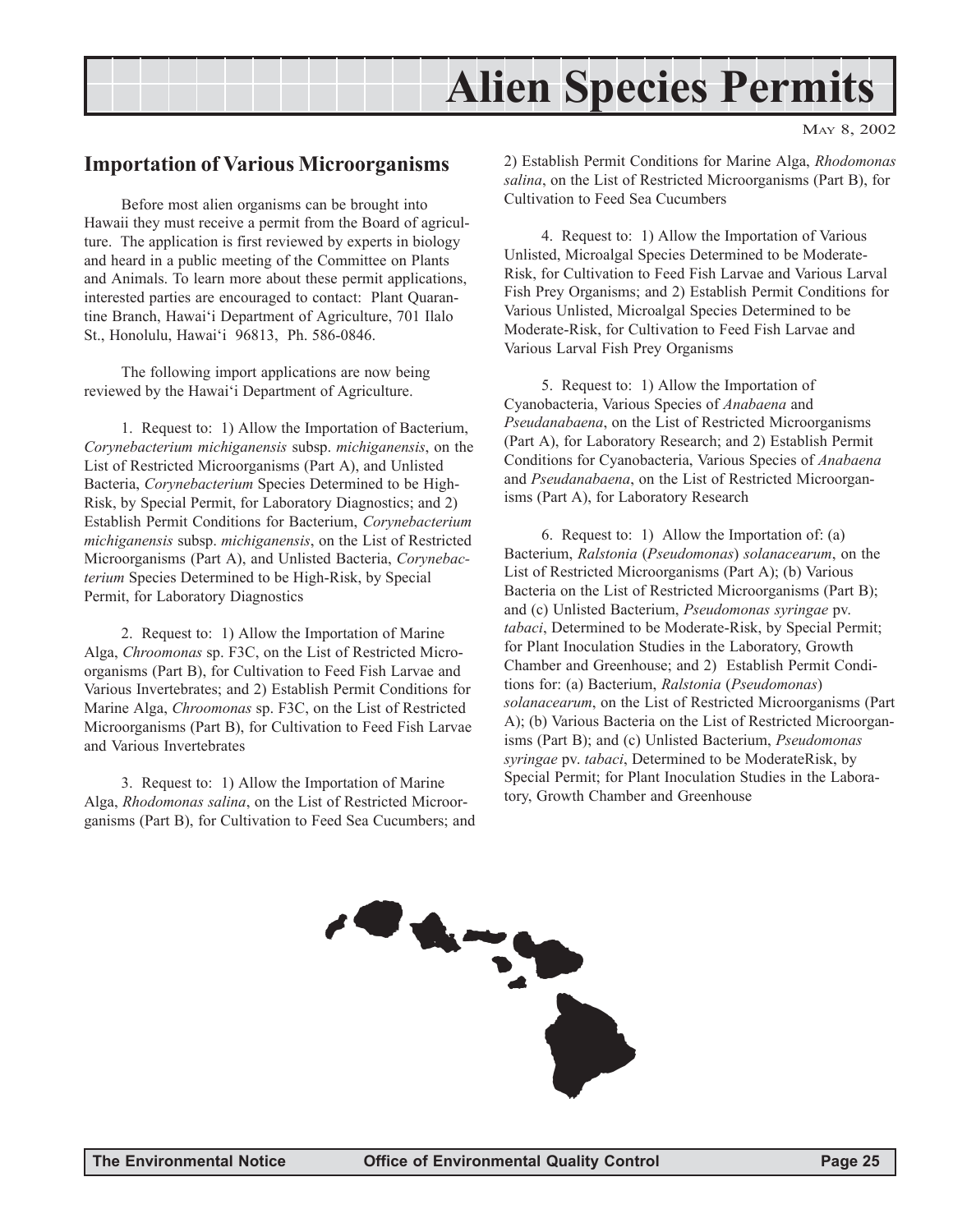# Alien Species Permits

MAY 8, 2002

## Importation of Various Microorganisms

Before most alien organisms can be brought into Hawaii they must receive a permit from the Board of agriculture. The application is first reviewed by experts in biology and heard in a public meeting of the Committee on Plants and Animals. To learn more about these permit applications, interested parties are encouraged to contact: Plant Quarantine Branch, Hawai'i Department of Agriculture, 701 Ilalo St., Honolulu, Hawai'i 96813, Ph. 586-0846.

The following import applications are now being reviewed by the Hawai'i Department of Agriculture.

1. Request to: 1) Allow the Importation of Bacterium, *Corynebacterium michiganensis* subsp. *michiganensis*, on the List of Restricted Microorganisms (Part A), and Unlisted Bacteria, *Corynebacterium* Species Determined to be High-Risk, by Special Permit, for Laboratory Diagnostics; and 2) Establish Permit Conditions for Bacterium, *Corynebacterium michiganensis* subsp. *michiganensis*, on the List of Restricted Microorganisms (Part A), and Unlisted Bacteria, *Corynebacterium* Species Determined to be High-Risk, by Special Permit, for Laboratory Diagnostics

2. Request to: 1) Allow the Importation of Marine Alga, *Chroomonas* sp. F3C, on the List of Restricted Microorganisms (Part B), for Cultivation to Feed Fish Larvae and Various Invertebrates; and 2) Establish Permit Conditions for Marine Alga, *Chroomonas* sp. F3C, on the List of Restricted Microorganisms (Part B), for Cultivation to Feed Fish Larvae and Various Invertebrates

3. Request to: 1) Allow the Importation of Marine Alga, *Rhodomonas salina*, on the List of Restricted Microorganisms (Part B), for Cultivation to Feed Sea Cucumbers; and 2) Establish Permit Conditions for Marine Alga, *Rhodomonas salina*, on the List of Restricted Microorganisms (Part B), for Cultivation to Feed Sea Cucumbers

4. Request to: 1) Allow the Importation of Various Unlisted, Microalgal Species Determined to be Moderate-Risk, for Cultivation to Feed Fish Larvae and Various Larval Fish Prey Organisms; and 2) Establish Permit Conditions for Various Unlisted, Microalgal Species Determined to be Moderate-Risk, for Cultivation to Feed Fish Larvae and Various Larval Fish Prey Organisms

5. Request to: 1) Allow the Importation of Cyanobacteria, Various Species of *Anabaena* and *Pseudanabaena*, on the List of Restricted Microorganisms (Part A), for Laboratory Research; and 2) Establish Permit Conditions for Cyanobacteria, Various Species of *Anabaena* and *Pseudanabaena*, on the List of Restricted Microorganisms (Part A), for Laboratory Research

6. Request to: 1) Allow the Importation of: (a) Bacterium, *Ralstonia* (*Pseudomonas*) *solanacearum*, on the List of Restricted Microorganisms (Part A); (b) Various Bacteria on the List of Restricted Microorganisms (Part B); and (c) Unlisted Bacterium, *Pseudomonas syringae* pv. *tabaci*, Determined to be Moderate-Risk, by Special Permit; for Plant Inoculation Studies in the Laboratory, Growth Chamber and Greenhouse; and 2) Establish Permit Conditions for: (a) Bacterium, *Ralstonia* (*Pseudomonas*) *solanacearum*, on the List of Restricted Microorganisms (Part A); (b) Various Bacteria on the List of Restricted Microorganisms (Part B); and (c) Unlisted Bacterium, *Pseudomonas syringae* pv. *tabaci*, Determined to be ModerateRisk, by Special Permit; for Plant Inoculation Studies in the Laboratory, Growth Chamber and Greenhouse